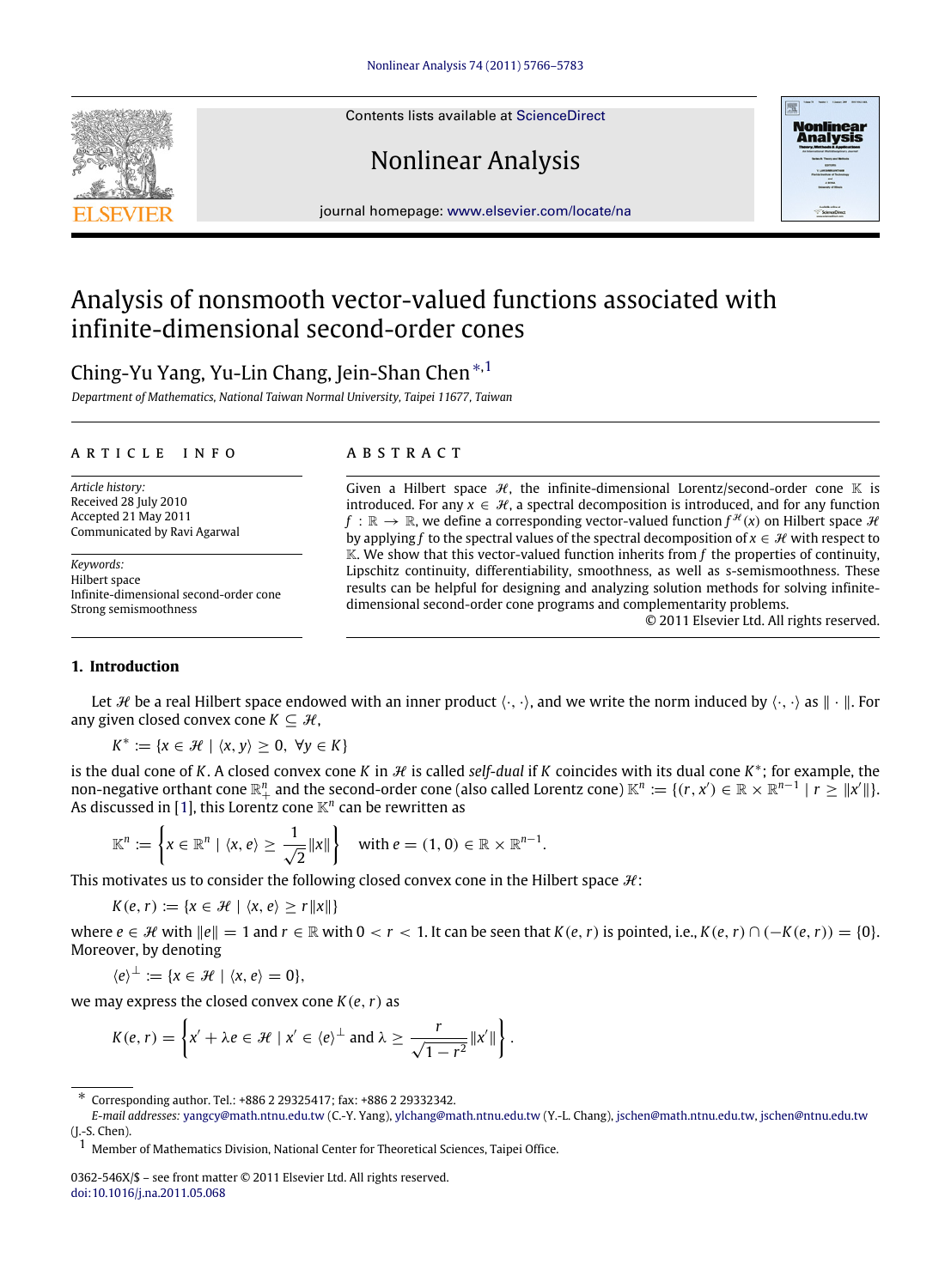# Analysis of nonsmooth vector-valued functions associated with infinite-dimensional second-order cones

Ching-Yu Yang, Yu-Lin Chang, Jein-Shan Chen [*,1]

*Department of Mathematics, National Taiwan Normal University, Taipei 11677, Taiwan*

## ARTICLE INFO

*Article history:*
Received 28 July 2010
Accepted 21 May 2011
Communicated by Ravi Agarwal

*Keywords:*
Hilbert space
Infinite-dimensional second-order cone
Strong semismoothness

## ABSTRACT

Given a Hilbert space $\mathcal{H}$, the infinite-dimensional Lorentz/second-order cone $\mathbb{K}$ is introduced. For any $x \in \mathcal{H}$, a spectral decomposition is introduced, and for any function $f : \mathbb{R} \to \mathbb{R}$, we define a corresponding vector-valued function $f^{\mathcal{H}}(x)$ on Hilbert space $\mathcal{H}$ by applying $f$ to the spectral values of the spectral decomposition of $x \in \mathcal{H}$ with respect to $\mathbb{K}$. We show that this vector-valued function inherits from $f$ the properties of continuity, Lipschitz continuity, differentiability, smoothness, as well as s-semismoothness. These results can be helpful for designing and analyzing solution methods for solving infinite-dimensional second-order cone programs and complementarity problems.

© 2011 Elsevier Ltd. All rights reserved.

## 1. Introduction

Let $\mathcal{H}$ be a real Hilbert space endowed with an inner product $\langle \cdot, \cdot \rangle$, and we write the norm induced by $\langle \cdot, \cdot \rangle$ as $\| \cdot \|$. For any given closed convex cone $K \subseteq \mathcal{H}$,

$$K^* := \{x \in \mathcal{H} \mid \langle x, y \rangle \geq 0, \ \forall y \in K\}$$

is the dual cone of $K$. A closed convex cone $K$ in $\mathcal{H}$ is called *self-dual* if $K$ coincides with its dual cone $K^*$; for example, the non-negative orthant cone $\mathbb{R}^n_+$ and the second-order cone (also called Lorentz cone) $\mathbb{K}^n := \{(r, x') \in \mathbb{R} \times \mathbb{R}^{n-1} \mid r \geq \|x'\|\}$. As discussed in [1], this Lorentz cone $\mathbb{K}^n$ can be rewritten as

$$\mathbb{K}^n := \left\{ x \in \mathbb{R}^n \mid \langle x, e \rangle \geq \frac{1}{\sqrt{2}} \|x\| \right\} \quad \text{with } e = (1, 0) \in \mathbb{R} \times \mathbb{R}^{n-1}.$$

This motivates us to consider the following closed convex cone in the Hilbert space $\mathcal{H}$:

$$K(e, r) := \{x \in \mathcal{H} \mid \langle x, e \rangle \geq r\|x\|\}$$

where $e \in \mathcal{H}$ with $\|e\| = 1$ and $r \in \mathbb{R}$ with $0 < r < 1$. It can be seen that $K(e, r)$ is pointed, i.e., $K(e, r) \cap (-K(e, r)) = \{0\}$. Moreover, by denoting

$$\langle e \rangle^{\perp} := \{x \in \mathcal{H} \mid \langle x, e \rangle = 0\},$$

we may express the closed convex cone $K(e, r)$ as

$$K(e, r) = \left\{ x' + \lambda e \in \mathcal{H} \mid x' \in \langle e \rangle^{\perp} \text{ and } \lambda \geq \frac{r}{\sqrt{1 - r^2}} \|x'\| \right\}.$$

---

[*] Corresponding author. Tel.: +886 2 29325417; fax: +886 2 29332342.
*E-mail addresses:* yangcy@math.ntnu.edu.tw (C.-Y. Yang), ylchang@math.ntnu.edu.tw (Y.-L. Chang), jschen@math.ntnu.edu.tw, jschen@ntnu.edu.tw (J.-S. Chen).

[1] Member of Mathematics Division, National Center for Theoretical Sciences, Taipei Office.

0362-546X/$ – see front matter © 2011 Elsevier Ltd. All rights reserved.
doi:10.1016/j.na.2011.05.068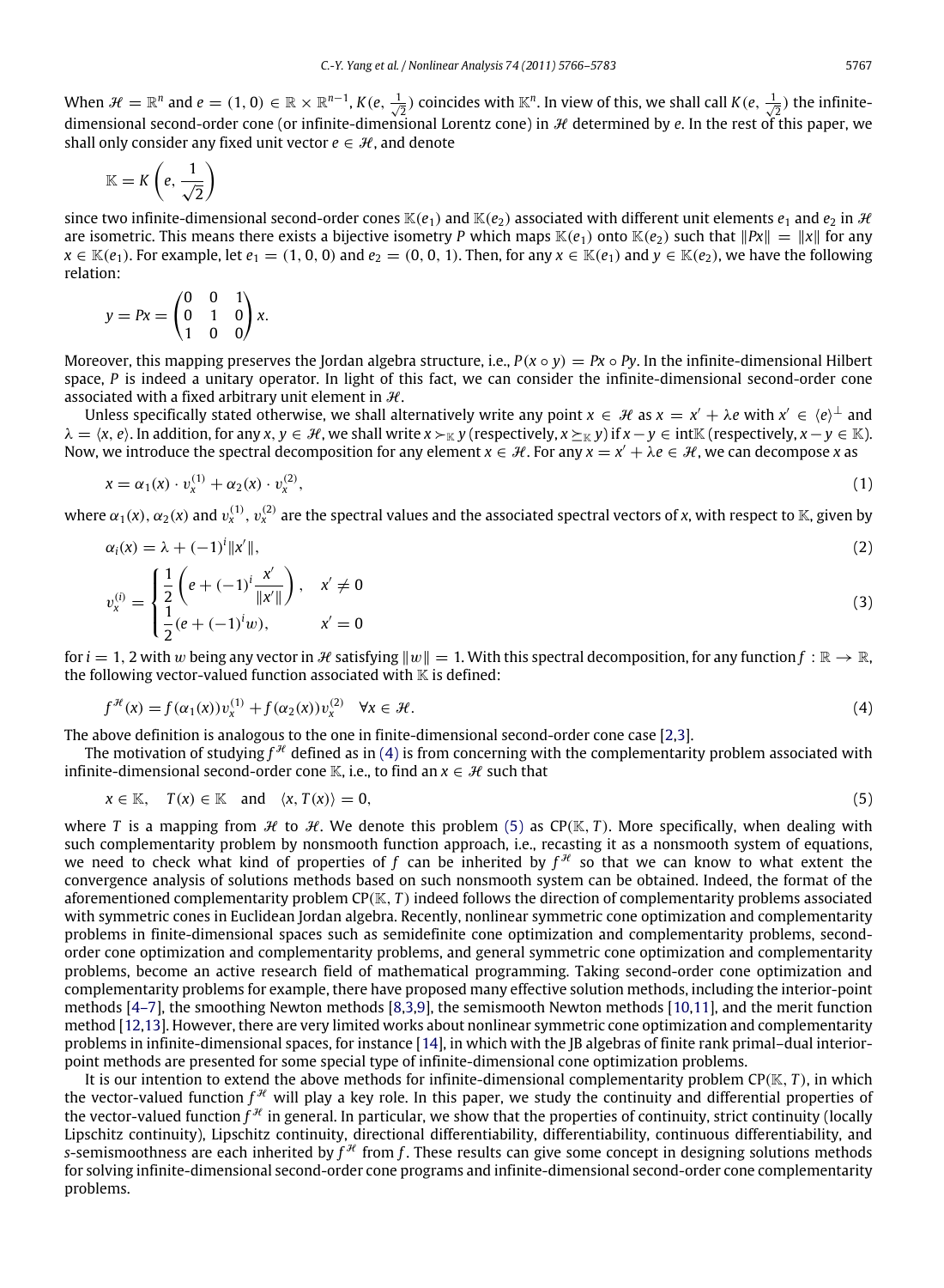When $\mathcal{H} = \mathbb{R}^n$ and $e = (1, 0) \in \mathbb{R} \times \mathbb{R}^{n-1}$, $K(e, \frac{1}{\sqrt{2}})$ coincides with $\mathbb{K}^n$. In view of this, we shall call $K(e, \frac{1}{\sqrt{2}})$ the infinite-dimensional second-order cone (or infinite-dimensional Lorentz cone) in $\mathcal{H}$ determined by $e$. In the rest of this paper, we shall only consider any fixed unit vector $e \in \mathcal{H}$, and denote

$$\mathbb{K} = K\left(e, \frac{1}{\sqrt{2}}\right)$$

since two infinite-dimensional second-order cones $\mathbb{K}(e_1)$ and $\mathbb{K}(e_2)$ associated with different unit elements $e_1$ and $e_2$ in $\mathcal{H}$ are isometric. This means there exists a bijective isometry $P$ which maps $\mathbb{K}(e_1)$ onto $\mathbb{K}(e_2)$ such that $\|Px\| = \|x\|$ for any $x \in \mathbb{K}(e_1)$. For example, let $e_1 = (1, 0, 0)$ and $e_2 = (0, 0, 1)$. Then, for any $x \in \mathbb{K}(e_1)$ and $y \in \mathbb{K}(e_2)$, we have the following relation:

$$y = Px = \begin{pmatrix} 0 & 0 & 1 \\ 0 & 1 & 0 \\ 1 & 0 & 0 \end{pmatrix} x.$$

Moreover, this mapping preserves the Jordan algebra structure, i.e., $P(x \circ y) = Px \circ Py$. In the infinite-dimensional Hilbert space, $P$ is indeed a unitary operator. In light of this fact, we can consider the infinite-dimensional second-order cone associated with a fixed arbitrary unit element in $\mathcal{H}$.

Unless specifically stated otherwise, we shall alternatively write any point $x \in \mathcal{H}$ as $x = x' + \lambda e$ with $x' \in \langle e \rangle^{\perp}$ and $\lambda = \langle x, e \rangle$. In addition, for any $x, y \in \mathcal{H}$, we shall write $x \succ_{\mathbb{K}} y$ (respectively, $x \succeq_{\mathbb{K}} y$) if $x - y \in \mathrm{int}\mathbb{K}$ (respectively, $x - y \in \mathbb{K}$). Now, we introduce the spectral decomposition for any element $x \in \mathcal{H}$. For any $x = x' + \lambda e \in \mathcal{H}$, we can decompose $x$ as

$$x = \alpha_1(x) \cdot v_x^{(1)} + \alpha_2(x) \cdot v_x^{(2)}, \tag{1}$$

where $\alpha_1(x)$, $\alpha_2(x)$ and $v_x^{(1)}$, $v_x^{(2)}$ are the spectral values and the associated spectral vectors of $x$, with respect to $\mathbb{K}$, given by

$$\alpha_i(x) = \lambda + (-1)^i \|x'\|, \tag{2}$$

$$v_x^{(i)} = \begin{cases} \dfrac{1}{2}\left(e + (-1)^i \dfrac{x'}{\|x'\|}\right), & x' \neq 0 \\ \dfrac{1}{2}(e + (-1)^i w), & x' = 0 \end{cases} \tag{3}$$

for $i = 1, 2$ with $w$ being any vector in $\mathcal{H}$ satisfying $\|w\| = 1$. With this spectral decomposition, for any function $f : \mathbb{R} \to \mathbb{R}$, the following vector-valued function associated with $\mathbb{K}$ is defined:

$$f^{\mathcal{H}}(x) = f(\alpha_1(x)) v_x^{(1)} + f(\alpha_2(x)) v_x^{(2)} \quad \forall x \in \mathcal{H}. \tag{4}$$

The above definition is analogous to the one in finite-dimensional second-order cone case [2,3].

The motivation of studying $f^{\mathcal{H}}$ defined as in (4) is from concerning with the complementarity problem associated with infinite-dimensional second-order cone $\mathbb{K}$, i.e., to find an $x \in \mathcal{H}$ such that

$$x \in \mathbb{K}, \quad T(x) \in \mathbb{K} \quad \text{and} \quad \langle x, T(x) \rangle = 0, \tag{5}$$

where $T$ is a mapping from $\mathcal{H}$ to $\mathcal{H}$. We denote this problem (5) as CP($\mathbb{K}$, $T$). More specifically, when dealing with such complementarity problem by nonsmooth function approach, i.e., recasting it as a nonsmooth system of equations, we need to check what kind of properties of $f$ can be inherited by $f^{\mathcal{H}}$ so that we can know to what extent the convergence analysis of solutions methods based on such nonsmooth system can be obtained. Indeed, the format of the aforementioned complementarity problem CP($\mathbb{K}$, $T$) indeed follows the direction of complementarity problems associated with symmetric cones in Euclidean Jordan algebra. Recently, nonlinear symmetric cone optimization and complementarity problems in finite-dimensional spaces such as semidefinite cone optimization and complementarity problems, second-order cone optimization and complementarity problems, and general symmetric cone optimization and complementarity problems, become an active research field of mathematical programming. Taking second-order cone optimization and complementarity problems for example, there have proposed many effective solution methods, including the interior-point methods [4–7], the smoothing Newton methods [8,3,9], the semismooth Newton methods [10,11], and the merit function method [12,13]. However, there are very limited works about nonlinear symmetric cone optimization and complementarity problems in infinite-dimensional spaces, for instance [14], in which with the JB algebras of finite rank primal–dual interior-point methods are presented for some special type of infinite-dimensional cone optimization problems.

It is our intention to extend the above methods for infinite-dimensional complementarity problem CP($\mathbb{K}$, $T$), in which the vector-valued function $f^{\mathcal{H}}$ will play a key role. In this paper, we study the continuity and differential properties of the vector-valued function $f^{\mathcal{H}}$ in general. In particular, we show that the properties of continuity, strict continuity (locally Lipschitz continuity), Lipschitz continuity, directional differentiability, differentiability, continuous differentiability, and $s$-semismoothness are each inherited by $f^{\mathcal{H}}$ from $f$. These results can give some concept in designing solutions methods for solving infinite-dimensional second-order cone programs and infinite-dimensional second-order cone complementarity problems.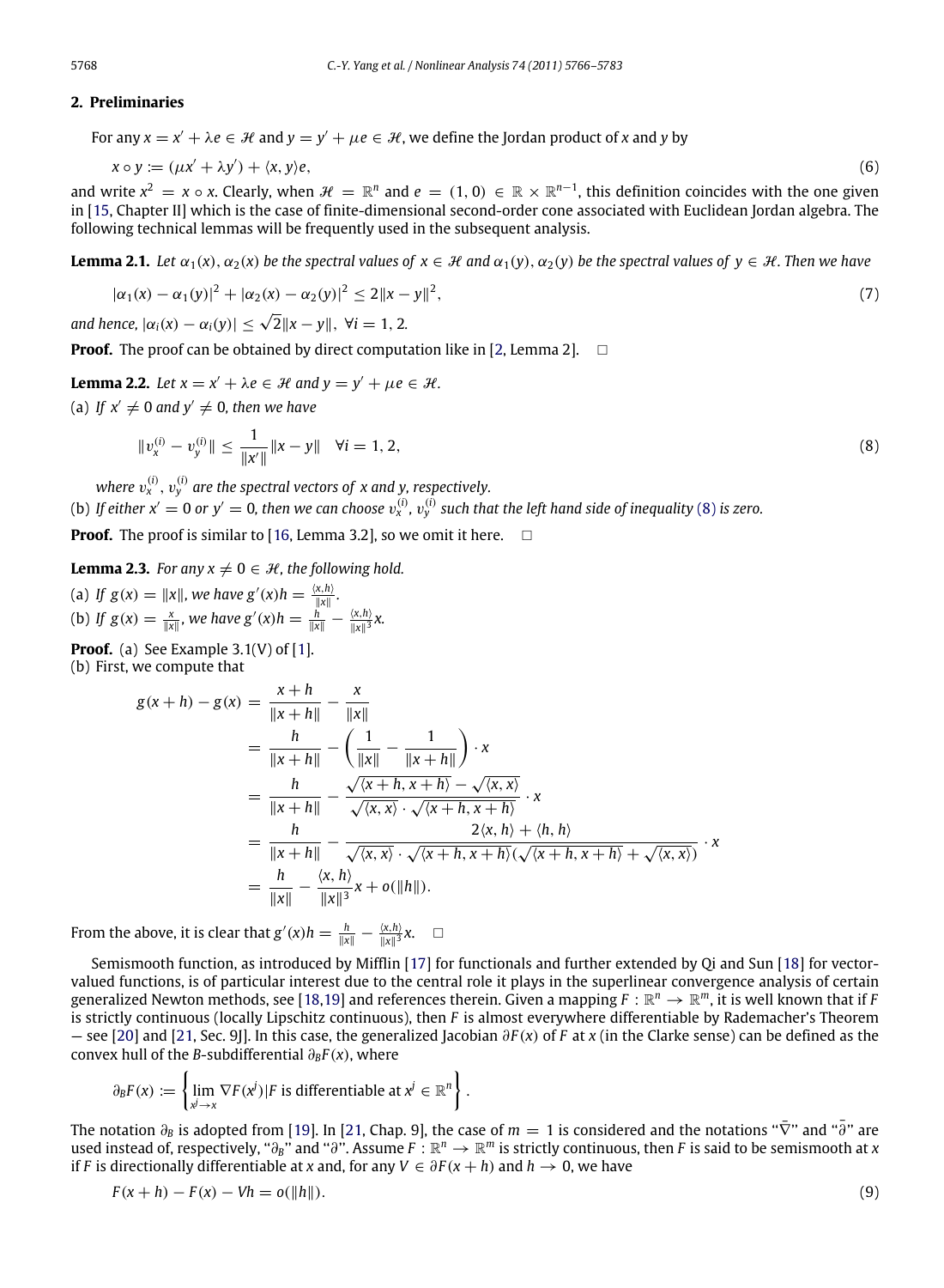## 2. Preliminaries

For any $x = x' + \lambda e \in \mathcal{H}$ and $y = y' + \mu e \in \mathcal{H}$, we define the Jordan product of $x$ and $y$ by

$$x \circ y := (\mu x' + \lambda y') + \langle x, y \rangle e, \tag{6}$$

and write $x^2 = x \circ x$. Clearly, when $\mathcal{H} = \mathbb{R}^n$ and $e = (1, 0) \in \mathbb{R} \times \mathbb{R}^{n-1}$, this definition coincides with the one given in [15, Chapter II] which is the case of finite-dimensional second-order cone associated with Euclidean Jordan algebra. The following technical lemmas will be frequently used in the subsequent analysis.

**Lemma 2.1.** *Let $\alpha_1(x), \alpha_2(x)$ be the spectral values of $x \in \mathcal{H}$ and $\alpha_1(y), \alpha_2(y)$ be the spectral values of $y \in \mathcal{H}$. Then we have*

$$|\alpha_1(x) - \alpha_1(y)|^2 + |\alpha_2(x) - \alpha_2(y)|^2 \le 2\|x - y\|^2, \tag{7}$$

*and hence, $|\alpha_i(x) - \alpha_i(y)| \le \sqrt{2}\|x - y\|, \ \forall i = 1, 2.$*

**Proof.** The proof can be obtained by direct computation like in [2, Lemma 2]. $\square$

**Lemma 2.2.** *Let $x = x' + \lambda e \in \mathcal{H}$ and $y = y' + \mu e \in \mathcal{H}$.*

(a) *If $x' \ne 0$ and $y' \ne 0$, then we have*

$$\|v_x^{(i)} - v_y^{(i)}\| \le \frac{1}{\|x'\|}\|x - y\| \quad \forall i = 1, 2, \tag{8}$$

*where $v_x^{(i)}$, $v_y^{(i)}$ are the spectral vectors of $x$ and $y$, respectively.*

(b) *If either $x' = 0$ or $y' = 0$, then we can choose $v_x^{(i)}$, $v_y^{(i)}$ such that the left hand side of inequality (8) is zero.*

**Proof.** The proof is similar to [16, Lemma 3.2], so we omit it here. $\square$

**Lemma 2.3.** *For any $x \ne 0 \in \mathcal{H}$, the following hold.*

(a) *If $g(x) = \|x\|$, we have $g'(x)h = \frac{\langle x, h \rangle}{\|x\|}$.*

(b) *If $g(x) = \frac{x}{\|x\|}$, we have $g'(x)h = \frac{h}{\|x\|} - \frac{\langle x, h \rangle}{\|x\|^3}x$.*

**Proof.** (a) See Example 3.1(V) of [1].

(b) First, we compute that

$$\begin{aligned}
g(x+h) - g(x) &= \frac{x+h}{\|x+h\|} - \frac{x}{\|x\|} \\
&= \frac{h}{\|x+h\|} - \left(\frac{1}{\|x\|} - \frac{1}{\|x+h\|}\right) \cdot x \\
&= \frac{h}{\|x+h\|} - \frac{\sqrt{\langle x+h, x+h \rangle} - \sqrt{\langle x, x \rangle}}{\sqrt{\langle x, x \rangle} \cdot \sqrt{\langle x+h, x+h \rangle}} \cdot x \\
&= \frac{h}{\|x+h\|} - \frac{2\langle x, h \rangle + \langle h, h \rangle}{\sqrt{\langle x, x \rangle} \cdot \sqrt{\langle x+h, x+h \rangle}(\sqrt{\langle x+h, x+h \rangle} + \sqrt{\langle x, x \rangle})} \cdot x \\
&= \frac{h}{\|x\|} - \frac{\langle x, h \rangle}{\|x\|^3}x + o(\|h\|).
\end{aligned}$$

From the above, it is clear that $g'(x)h = \frac{h}{\|x\|} - \frac{\langle x, h \rangle}{\|x\|^3}x$. $\square$

Semismooth function, as introduced by Mifflin [17] for functionals and further extended by Qi and Sun [18] for vector-valued functions, is of particular interest due to the central role it plays in the superlinear convergence analysis of certain generalized Newton methods, see [18,19] and references therein. Given a mapping $F : \mathbb{R}^n \to \mathbb{R}^m$, it is well known that if $F$ is strictly continuous (locally Lipschitz continuous), then $F$ is almost everywhere differentiable by Rademacher's Theorem — see [20] and [21, Sec. 9J]. In this case, the generalized Jacobian $\partial F(x)$ of $F$ at $x$ (in the Clarke sense) can be defined as the convex hull of the $B$-subdifferential $\partial_B F(x)$, where

$$\partial_B F(x) := \left\{ \lim_{x^j \to x} \nabla F(x^j) \middle| F \text{ is differentiable at } x^j \in \mathbb{R}^n \right\}.$$

The notation $\partial_B$ is adopted from [19]. In [21, Chap. 9], the case of $m = 1$ is considered and the notations "$\bar{\nabla}$" and "$\bar{\partial}$" are used instead of, respectively, "$\partial_B$" and "$\partial$". Assume $F : \mathbb{R}^n \to \mathbb{R}^m$ is strictly continuous, then $F$ is said to be semismooth at $x$ if $F$ is directionally differentiable at $x$ and, for any $V \in \partial F(x+h)$ and $h \to 0$, we have

$$F(x+h) - F(x) - Vh = o(\|h\|). \tag{9}$$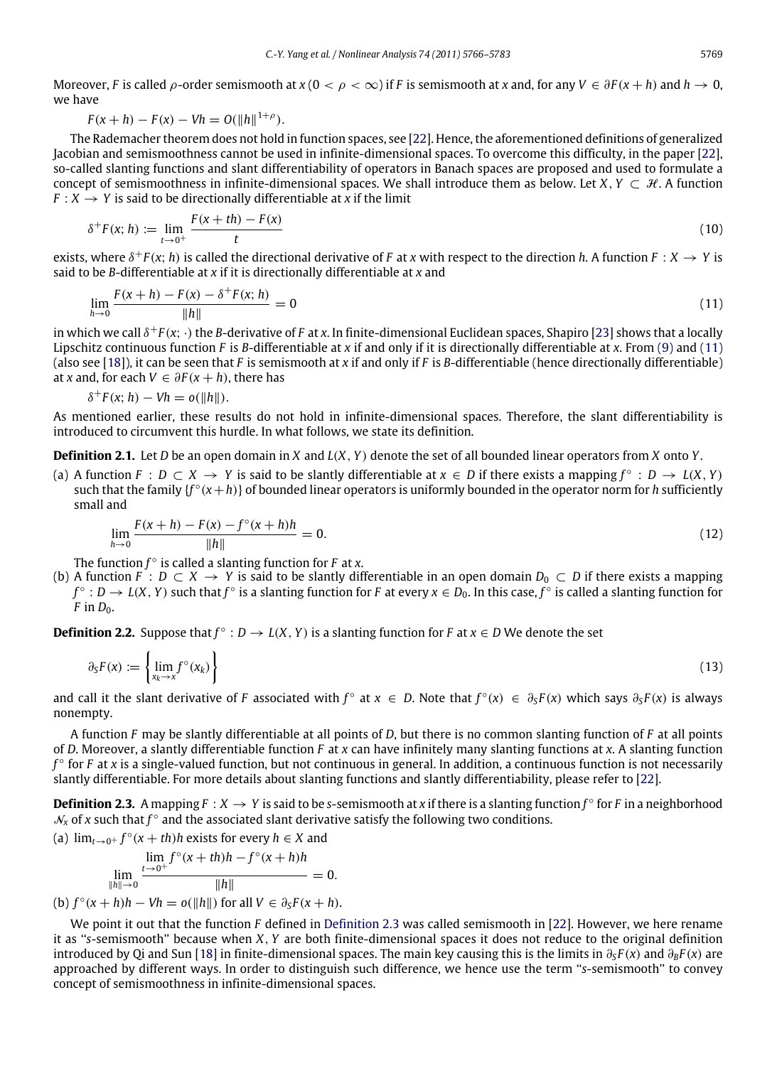Moreover, $F$ is called $\rho$-order semismooth at $x$ ($0 < \rho < \infty$) if $F$ is semismooth at $x$ and, for any $V \in \partial F(x+h)$ and $h \to 0$, we have

$$F(x+h) - F(x) - Vh = O(\|h\|^{1+\rho}).$$

The Rademacher theorem does not hold in function spaces, see [22]. Hence, the aforementioned definitions of generalized Jacobian and semismoothness cannot be used in infinite-dimensional spaces. To overcome this difficulty, in the paper [22], so-called slanting functions and slant differentiability of operators in Banach spaces are proposed and used to formulate a concept of semismoothness in infinite-dimensional spaces. We shall introduce them as below. Let $X, Y \subset \mathcal{H}$. A function $F : X \to Y$ is said to be directionally differentiable at $x$ if the limit

$$\delta^+ F(x; h) := \lim_{t \to 0^+} \frac{F(x+th) - F(x)}{t} \tag{10}$$

exists, where $\delta^+ F(x; h)$ is called the directional derivative of $F$ at $x$ with respect to the direction $h$. A function $F : X \to Y$ is said to be $B$-differentiable at $x$ if it is directionally differentiable at $x$ and

$$\lim_{h \to 0} \frac{F(x+h) - F(x) - \delta^+ F(x; h)}{\|h\|} = 0 \tag{11}$$

in which we call $\delta^+ F(x; \cdot)$ the $B$-derivative of $F$ at $x$. In finite-dimensional Euclidean spaces, Shapiro [23] shows that a locally Lipschitz continuous function $F$ is $B$-differentiable at $x$ if and only if it is directionally differentiable at $x$. From (9) and (11) (also see [18]), it can be seen that $F$ is semismooth at $x$ if and only if $F$ is $B$-differentiable (hence directionally differentiable) at $x$ and, for each $V \in \partial F(x+h)$, there has

$$\delta^+ F(x; h) - Vh = o(\|h\|).$$

As mentioned earlier, these results do not hold in infinite-dimensional spaces. Therefore, the slant differentiability is introduced to circumvent this hurdle. In what follows, we state its definition.

**Definition 2.1.** Let $D$ be an open domain in $X$ and $L(X, Y)$ denote the set of all bounded linear operators from $X$ onto $Y$.

(a) A function $F : D \subset X \to Y$ is said to be slantly differentiable at $x \in D$ if there exists a mapping $f^\circ : D \to L(X, Y)$ such that the family $\{f^\circ(x+h)\}$ of bounded linear operators is uniformly bounded in the operator norm for $h$ sufficiently small and

$$\lim_{h \to 0} \frac{F(x+h) - F(x) - f^\circ(x+h)h}{\|h\|} = 0. \tag{12}$$

The function $f^\circ$ is called a slanting function for $F$ at $x$.

(b) A function $F : D \subset X \to Y$ is said to be slantly differentiable in an open domain $D_0 \subset D$ if there exists a mapping $f^\circ : D \to L(X, Y)$ such that $f^\circ$ is a slanting function for $F$ at every $x \in D_0$. In this case, $f^\circ$ is called a slanting function for $F$ in $D_0$.

**Definition 2.2.** Suppose that $f^\circ : D \to L(X, Y)$ is a slanting function for $F$ at $x \in D$ We denote the set

$$\partial_S F(x) := \left\{ \lim_{x_k \to x} f^\circ(x_k) \right\} \tag{13}$$

and call it the slant derivative of $F$ associated with $f^\circ$ at $x \in D$. Note that $f^\circ(x) \in \partial_S F(x)$ which says $\partial_S F(x)$ is always nonempty.

A function $F$ may be slantly differentiable at all points of $D$, but there is no common slanting function of $F$ at all points of $D$. Moreover, a slantly differentiable function $F$ at $x$ can have infinitely many slanting functions at $x$. A slanting function $f^\circ$ for $F$ at $x$ is a single-valued function, but not continuous in general. In addition, a continuous function is not necessarily slantly differentiable. For more details about slanting functions and slantly differentiability, please refer to [22].

**Definition 2.3.** A mapping $F : X \to Y$ is said to be $s$-semismooth at $x$ if there is a slanting function $f^\circ$ for $F$ in a neighborhood $\mathcal{N}_x$ of $x$ such that $f^\circ$ and the associated slant derivative satisfy the following two conditions.

(a) $\lim_{t \to 0^+} f^\circ(x+th)h$ exists for every $h \in X$ and

$$\lim_{\|h\| \to 0} \frac{\lim_{t \to 0^+} f^\circ(x+th)h - f^\circ(x+h)h}{\|h\|} = 0.$$

(b) $f^\circ(x+h)h - Vh = o(\|h\|)$ for all $V \in \partial_S F(x+h)$.

We point it out that the function $F$ defined in Definition 2.3 was called semismooth in [22]. However, we here rename it as "$s$-semismooth" because when $X, Y$ are both finite-dimensional spaces it does not reduce to the original definition introduced by Qi and Sun [18] in finite-dimensional spaces. The main key causing this is the limits in $\partial_S F(x)$ and $\partial_B F(x)$ are approached by different ways. In order to distinguish such difference, we hence use the term "$s$-semismooth" to convey concept of semismoothness in infinite-dimensional spaces.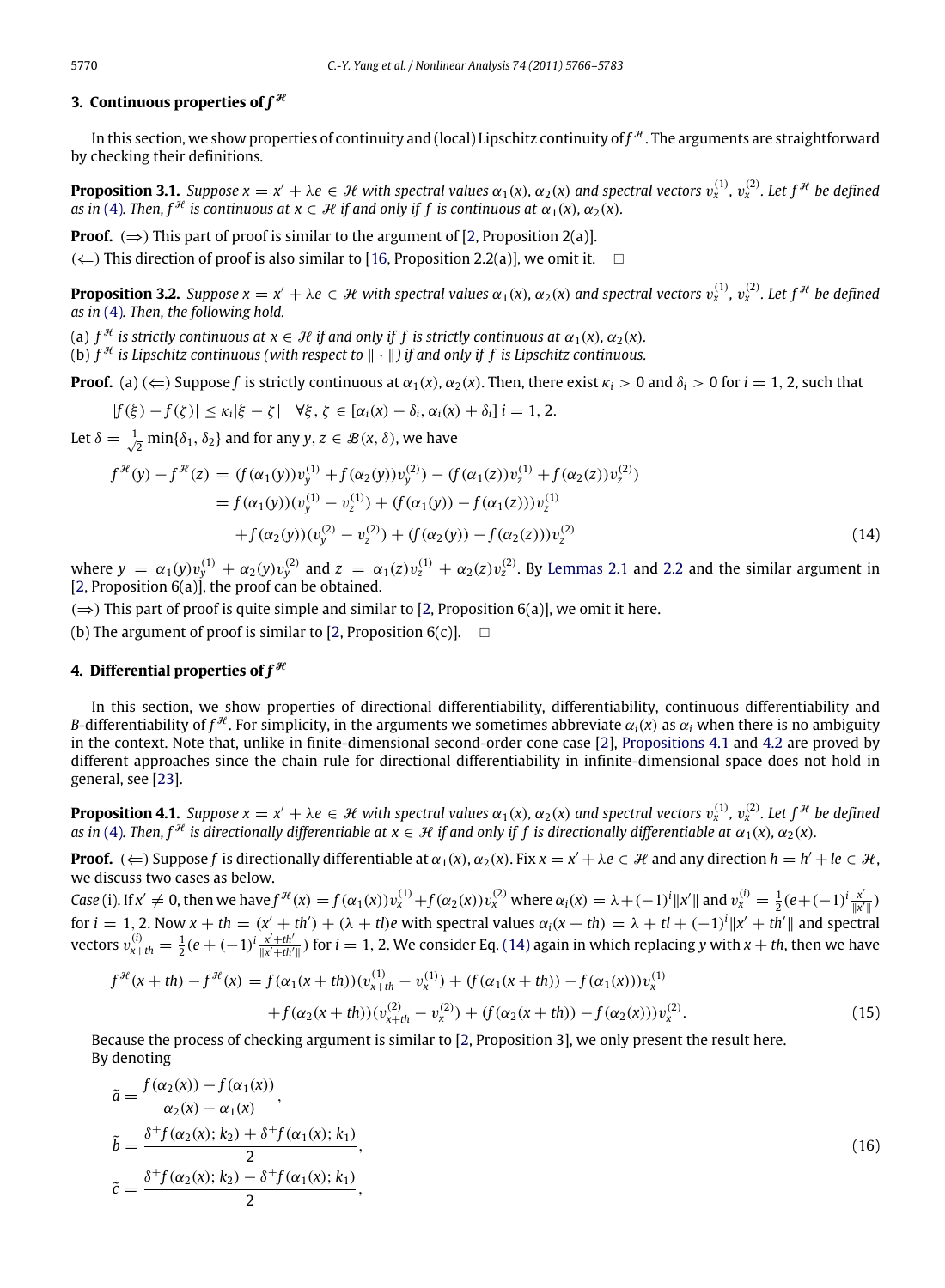## 3. Continuous properties of $f^{\mathcal{H}}$

In this section, we show properties of continuity and (local) Lipschitz continuity of $f^{\mathcal{H}}$. The arguments are straightforward by checking their definitions.

**Proposition 3.1.** *Suppose $x = x' + \lambda e \in \mathcal{H}$ with spectral values $\alpha_1(x), \alpha_2(x)$ and spectral vectors $v_x^{(1)}, v_x^{(2)}$. Let $f^{\mathcal{H}}$ be defined as in (4). Then, $f^{\mathcal{H}}$ is continuous at $x \in \mathcal{H}$ if and only if $f$ is continuous at $\alpha_1(x), \alpha_2(x)$.*

**Proof.** ($\Rightarrow$) This part of proof is similar to the argument of [2, Proposition 2(a)].
($\Leftarrow$) This direction of proof is also similar to [16, Proposition 2.2(a)], we omit it. $\square$

**Proposition 3.2.** *Suppose $x = x' + \lambda e \in \mathcal{H}$ with spectral values $\alpha_1(x), \alpha_2(x)$ and spectral vectors $v_x^{(1)}, v_x^{(2)}$. Let $f^{\mathcal{H}}$ be defined as in (4). Then, the following hold.*

(a) *$f^{\mathcal{H}}$ is strictly continuous at $x \in \mathcal{H}$ if and only if $f$ is strictly continuous at $\alpha_1(x), \alpha_2(x)$.*
(b) *$f^{\mathcal{H}}$ is Lipschitz continuous (with respect to $\|\cdot\|$) if and only if $f$ is Lipschitz continuous.*

**Proof.** (a) ($\Leftarrow$) Suppose $f$ is strictly continuous at $\alpha_1(x), \alpha_2(x)$. Then, there exist $\kappa_i > 0$ and $\delta_i > 0$ for $i = 1, 2$, such that

$$|f(\xi) - f(\zeta)| \le \kappa_i |\xi - \zeta| \quad \forall \xi, \zeta \in [\alpha_i(x) - \delta_i, \alpha_i(x) + \delta_i] \; i = 1, 2.$$

Let $\delta = \frac{1}{\sqrt{2}} \min\{\delta_1, \delta_2\}$ and for any $y, z \in \mathcal{B}(x, \delta)$, we have

$$\begin{aligned} f^{\mathcal{H}}(y) - f^{\mathcal{H}}(z) &= (f(\alpha_1(y))v_y^{(1)} + f(\alpha_2(y))v_y^{(2)}) - (f(\alpha_1(z))v_z^{(1)} + f(\alpha_2(z))v_z^{(2)}) \\ &= f(\alpha_1(y))(v_y^{(1)} - v_z^{(1)}) + (f(\alpha_1(y)) - f(\alpha_1(z)))v_z^{(1)} \\ &\quad + f(\alpha_2(y))(v_y^{(2)} - v_z^{(2)}) + (f(\alpha_2(y)) - f(\alpha_2(z)))v_z^{(2)} \end{aligned} \tag{14}$$

where $y = \alpha_1(y)v_y^{(1)} + \alpha_2(y)v_y^{(2)}$ and $z = \alpha_1(z)v_z^{(1)} + \alpha_2(z)v_z^{(2)}$. By Lemmas 2.1 and 2.2 and the similar argument in [2, Proposition 6(a)], the proof can be obtained.
($\Rightarrow$) This part of proof is quite simple and similar to [2, Proposition 6(a)], we omit it here.
(b) The argument of proof is similar to [2, Proposition 6(c)]. $\square$

## 4. Differential properties of $f^{\mathcal{H}}$

In this section, we show properties of directional differentiability, differentiability, continuous differentiability and *B*-differentiability of $f^{\mathcal{H}}$. For simplicity, in the arguments we sometimes abbreviate $\alpha_i(x)$ as $\alpha_i$ when there is no ambiguity in the context. Note that, unlike in finite-dimensional second-order cone case [2], Propositions 4.1 and 4.2 are proved by different approaches since the chain rule for directional differentiability in infinite-dimensional space does not hold in general, see [23].

**Proposition 4.1.** *Suppose $x = x' + \lambda e \in \mathcal{H}$ with spectral values $\alpha_1(x), \alpha_2(x)$ and spectral vectors $v_x^{(1)}, v_x^{(2)}$. Let $f^{\mathcal{H}}$ be defined as in (4). Then, $f^{\mathcal{H}}$ is directionally differentiable at $x \in \mathcal{H}$ if and only if $f$ is directionally differentiable at $\alpha_1(x), \alpha_2(x)$.*

**Proof.** ($\Leftarrow$) Suppose $f$ is directionally differentiable at $\alpha_1(x), \alpha_2(x)$. Fix $x = x' + \lambda e \in \mathcal{H}$ and any direction $h = h' + le \in \mathcal{H}$, we discuss two cases as below.

*Case* (i). If $x' \neq 0$, then we have $f^{\mathcal{H}}(x) = f(\alpha_1(x))v_x^{(1)} + f(\alpha_2(x))v_x^{(2)}$ where $\alpha_i(x) = \lambda + (-1)^i \|x'\|$ and $v_x^{(i)} = \frac{1}{2}(e + (-1)^i \frac{x'}{\|x'\|})$ for $i = 1, 2$. Now $x + th = (x' + th') + (\lambda + tl)e$ with spectral values $\alpha_i(x + th) = \lambda + tl + (-1)^i \|x' + th'\|$ and spectral vectors $v_{x+th}^{(i)} = \frac{1}{2}(e + (-1)^i \frac{x' + th'}{\|x' + th'\|})$ for $i = 1, 2$. We consider Eq. (14) again in which replacing $y$ with $x + th$, then we have

$$\begin{aligned} f^{\mathcal{H}}(x + th) - f^{\mathcal{H}}(x) &= f(\alpha_1(x + th))(v_{x+th}^{(1)} - v_x^{(1)}) + (f(\alpha_1(x + th)) - f(\alpha_1(x)))v_x^{(1)} \\ &\quad + f(\alpha_2(x + th))(v_{x+th}^{(2)} - v_x^{(2)}) + (f(\alpha_2(x + th)) - f(\alpha_2(x)))v_x^{(2)}. \end{aligned} \tag{15}$$

Because the process of checking argument is similar to [2, Proposition 3], we only present the result here.
By denoting

$$\begin{aligned} \tilde{a} &= \frac{f(\alpha_2(x)) - f(\alpha_1(x))}{\alpha_2(x) - \alpha_1(x)}, \\ \tilde{b} &= \frac{\delta^+ f(\alpha_2(x); k_2) + \delta^+ f(\alpha_1(x); k_1)}{2}, \\ \tilde{c} &= \frac{\delta^+ f(\alpha_2(x); k_2) - \delta^+ f(\alpha_1(x); k_1)}{2}, \end{aligned} \tag{16}$$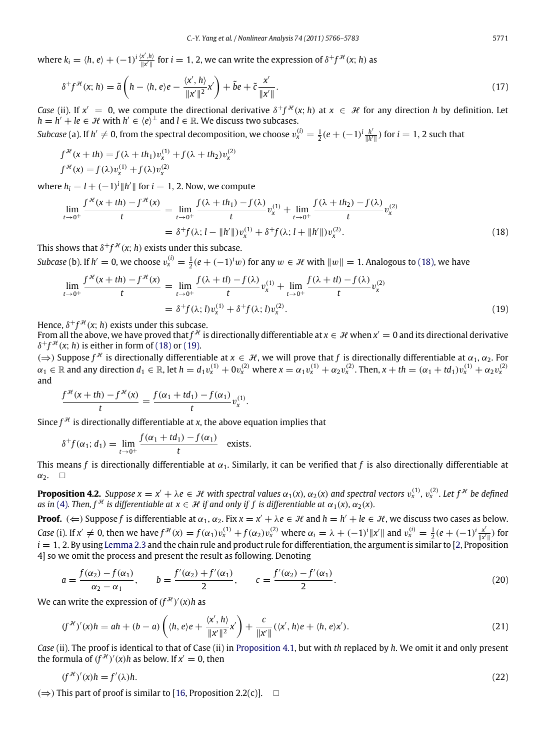where $k_i = \langle h, e\rangle + (-1)^i \frac{\langle x', h\rangle}{\|x'\|}$ for $i = 1, 2$, we can write the expression of $\delta^+ f^{\mathcal{H}}(x; h)$ as

$$\delta^+ f^{\mathcal{H}}(x; h) = \tilde{a}\left(h - \langle h, e\rangle e - \frac{\langle x', h\rangle}{\|x'\|^2}x'\right) + \tilde{b}e + \tilde{c}\frac{x'}{\|x'\|}. \tag{17}$$

*Case* (ii). If $x' = 0$, we compute the directional derivative $\delta^+ f^{\mathcal{H}}(x; h)$ at $x \in \mathcal{H}$ for any direction $h$ by definition. Let $h = h' + le \in \mathcal{H}$ with $h' \in \langle e\rangle^\perp$ and $l \in \mathbb{R}$. We discuss two subcases.

*Subcase* (a). If $h' \neq 0$, from the spectral decomposition, we choose $v_x^{(i)} = \frac{1}{2}(e + (-1)^i \frac{h'}{\|h'\|})$ for $i = 1, 2$ such that

$$f^{\mathcal{H}}(x + th) = f(\lambda + th_1)v_x^{(1)} + f(\lambda + th_2)v_x^{(2)}$$
$$f^{\mathcal{H}}(x) = f(\lambda)v_x^{(1)} + f(\lambda)v_x^{(2)}$$

where $h_i = l + (-1)^i\|h'\|$ for $i = 1, 2$. Now, we compute

$$\begin{aligned}\lim_{t\to 0^+} \frac{f^{\mathcal{H}}(x + th) - f^{\mathcal{H}}(x)}{t} &= \lim_{t\to 0^+} \frac{f(\lambda + th_1) - f(\lambda)}{t}v_x^{(1)} + \lim_{t\to 0^+} \frac{f(\lambda + th_2) - f(\lambda)}{t}v_x^{(2)} \\ &= \delta^+ f(\lambda; l - \|h'\|)v_x^{(1)} + \delta^+ f(\lambda; l + \|h'\|)v_x^{(2)}.\end{aligned} \tag{18}$$

This shows that $\delta^+ f^{\mathcal{H}}(x; h)$ exists under this subcase.

*Subcase* (b). If $h' = 0$, we choose $v_x^{(i)} = \frac{1}{2}(e + (-1)^i w)$ for any $w \in \mathcal{H}$ with $\|w\| = 1$. Analogous to (18), we have

$$\begin{aligned}\lim_{t\to 0^+} \frac{f^{\mathcal{H}}(x + th) - f^{\mathcal{H}}(x)}{t} &= \lim_{t\to 0^+} \frac{f(\lambda + tl) - f(\lambda)}{t}v_x^{(1)} + \lim_{t\to 0^+} \frac{f(\lambda + tl) - f(\lambda)}{t}v_x^{(2)} \\ &= \delta^+ f(\lambda; l)v_x^{(1)} + \delta^+ f(\lambda; l)v_x^{(2)}.\end{aligned} \tag{19}$$

Hence, $\delta^+ f^{\mathcal{H}}(x; h)$ exists under this subcase.

From all the above, we have proved that $f^{\mathcal{H}}$ is directionally differentiable at $x \in \mathcal{H}$ when $x' = 0$ and its directional derivative $\delta^+ f^{\mathcal{H}}(x; h)$ is either in form of (18) or (19).

($\Rightarrow$) Suppose $f^{\mathcal{H}}$ is directionally differentiable at $x \in \mathcal{H}$, we will prove that $f$ is directionally differentiable at $\alpha_1, \alpha_2$. For $\alpha_1 \in \mathbb{R}$ and any direction $d_1 \in \mathbb{R}$, let $h = d_1 v_x^{(1)} + 0v_x^{(2)}$ where $x = \alpha_1 v_x^{(1)} + \alpha_2 v_x^{(2)}$. Then, $x + th = (\alpha_1 + td_1)v_x^{(1)} + \alpha_2 v_x^{(2)}$ and

$$\frac{f^{\mathcal{H}}(x + th) - f^{\mathcal{H}}(x)}{t} = \frac{f(\alpha_1 + td_1) - f(\alpha_1)}{t}v_x^{(1)}.$$

Since $f^{\mathcal{H}}$ is directionally differentiable at $x$, the above equation implies that

$$\delta^+ f(\alpha_1; d_1) = \lim_{t\to 0^+} \frac{f(\alpha_1 + td_1) - f(\alpha_1)}{t} \quad \text{exists.}$$

This means $f$ is directionally differentiable at $\alpha_1$. Similarly, it can be verified that $f$ is also directionally differentiable at $\alpha_2$. $\square$

**Proposition 4.2.** *Suppose $x = x' + \lambda e \in \mathcal{H}$ with spectral values $\alpha_1(x), \alpha_2(x)$ and spectral vectors $v_x^{(1)}, v_x^{(2)}$. Let $f^{\mathcal{H}}$ be defined as in (4). Then, $f^{\mathcal{H}}$ is differentiable at $x \in \mathcal{H}$ if and only if $f$ is differentiable at $\alpha_1(x), \alpha_2(x)$.*

**Proof.** ($\Leftarrow$) Suppose $f$ is differentiable at $\alpha_1, \alpha_2$. Fix $x = x' + \lambda e \in \mathcal{H}$ and $h = h' + le \in \mathcal{H}$, we discuss two cases as below.

*Case* (i). If $x' \neq 0$, then we have $f^{\mathcal{H}}(x) = f(\alpha_1)v_x^{(1)} + f(\alpha_2)v_x^{(2)}$ where $\alpha_i = \lambda + (-1)^i\|x'\|$ and $v_x^{(i)} = \frac{1}{2}(e + (-1)^i \frac{x'}{\|x'\|})$ for $i = 1, 2$. By using Lemma 2.3 and the chain rule and product rule for differentiation, the argument is similar to [2, Proposition 4] so we omit the process and present the result as following. Denoting

$$a = \frac{f(\alpha_2) - f(\alpha_1)}{\alpha_2 - \alpha_1}, \qquad b = \frac{f'(\alpha_2) + f'(\alpha_1)}{2}, \qquad c = \frac{f'(\alpha_2) - f'(\alpha_1)}{2}. \tag{20}$$

We can write the expression of $(f^{\mathcal{H}})'(x)h$ as

$$(f^{\mathcal{H}})'(x)h = ah + (b - a)\left(\langle h, e\rangle e + \frac{\langle x', h\rangle}{\|x'\|^2}x'\right) + \frac{c}{\|x'\|}(\langle x', h\rangle e + \langle h, e\rangle x'). \tag{21}$$

*Case* (ii). The proof is identical to that of Case (ii) in Proposition 4.1, but with $th$ replaced by $h$. We omit it and only present the formula of $(f^{\mathcal{H}})'(x)h$ as below. If $x' = 0$, then

$$(f^{\mathcal{H}})'(x)h = f'(\lambda)h. \tag{22}$$

($\Rightarrow$) This part of proof is similar to [16, Proposition 2.2(c)]. $\square$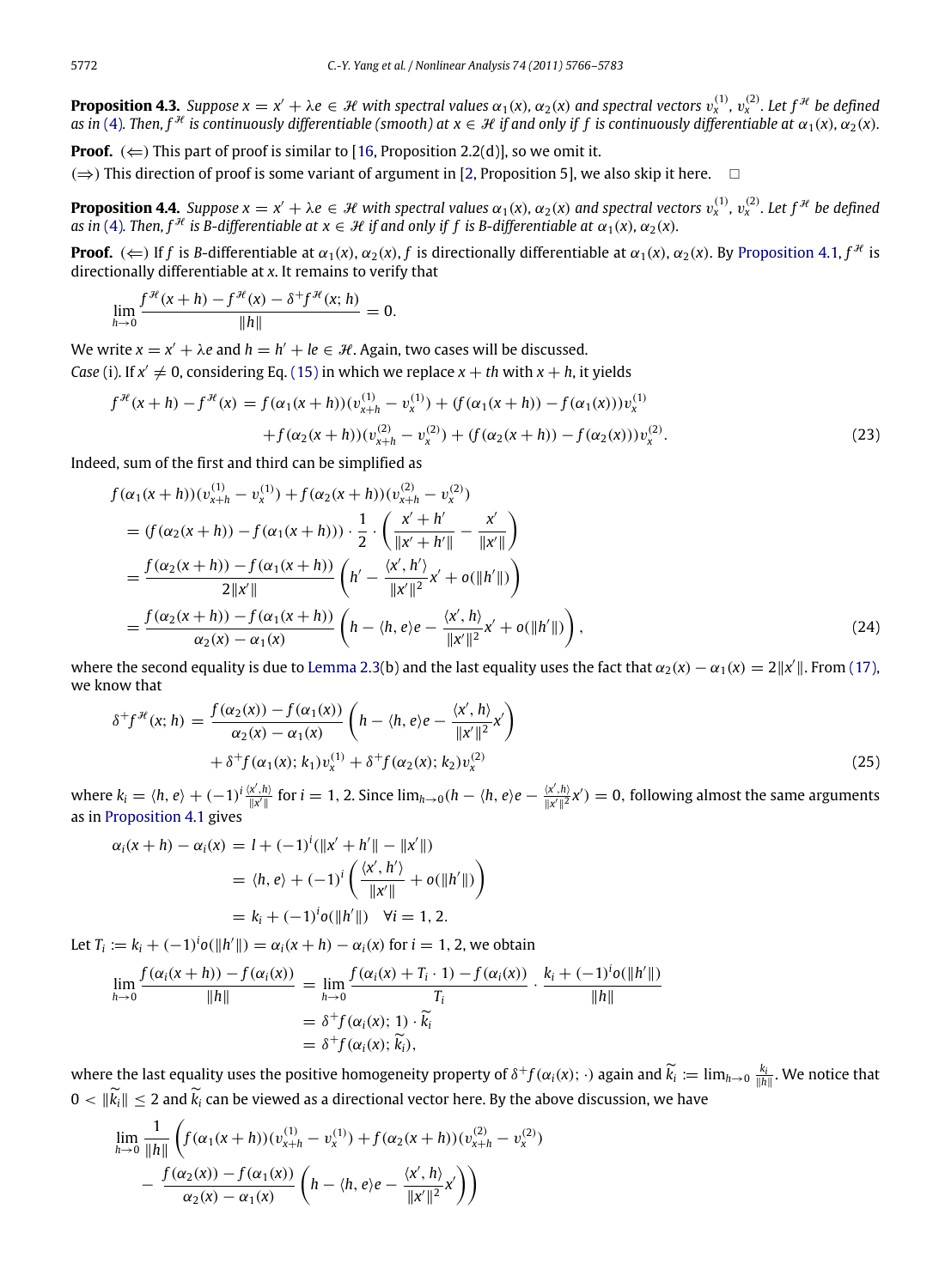**Proposition 4.3.** *Suppose $x = x' + \lambda e \in \mathcal{H}$ with spectral values $\alpha_1(x)$, $\alpha_2(x)$ and spectral vectors $v_x^{(1)}$, $v_x^{(2)}$. Let $f^{\mathcal{H}}$ be defined as in (4). Then, $f^{\mathcal{H}}$ is continuously differentiable (smooth) at $x \in \mathcal{H}$ if and only if $f$ is continuously differentiable at $\alpha_1(x)$, $\alpha_2(x)$.*

**Proof.** ($\Leftarrow$) This part of proof is similar to [16, Proposition 2.2(d)], so we omit it.

($\Rightarrow$) This direction of proof is some variant of argument in [2, Proposition 5], we also skip it here. $\square$

**Proposition 4.4.** *Suppose $x = x' + \lambda e \in \mathcal{H}$ with spectral values $\alpha_1(x)$, $\alpha_2(x)$ and spectral vectors $v_x^{(1)}$, $v_x^{(2)}$. Let $f^{\mathcal{H}}$ be defined as in (4). Then, $f^{\mathcal{H}}$ is B-differentiable at $x \in \mathcal{H}$ if and only if $f$ is B-differentiable at $\alpha_1(x)$, $\alpha_2(x)$.*

**Proof.** ($\Leftarrow$) If $f$ is B-differentiable at $\alpha_1(x)$, $\alpha_2(x)$, $f$ is directionally differentiable at $\alpha_1(x)$, $\alpha_2(x)$. By Proposition 4.1, $f^{\mathcal{H}}$ is directionally differentiable at $x$. It remains to verify that

$$\lim_{h\to 0} \frac{f^{\mathcal{H}}(x+h) - f^{\mathcal{H}}(x) - \delta^+ f^{\mathcal{H}}(x;h)}{\|h\|} = 0.$$

We write $x = x' + \lambda e$ and $h = h' + le \in \mathcal{H}$. Again, two cases will be discussed.

*Case* (i). If $x' \neq 0$, considering Eq. (15) in which we replace $x + th$ with $x + h$, it yields

$$f^{\mathcal{H}}(x+h) - f^{\mathcal{H}}(x) = f(\alpha_1(x+h))(v_{x+h}^{(1)} - v_x^{(1)}) + (f(\alpha_1(x+h)) - f(\alpha_1(x)))v_x^{(1)} \\ + f(\alpha_2(x+h))(v_{x+h}^{(2)} - v_x^{(2)}) + (f(\alpha_2(x+h)) - f(\alpha_2(x)))v_x^{(2)}. \tag{23}$$

Indeed, sum of the first and third can be simplified as

$$\begin{aligned}
&f(\alpha_1(x+h))(v_{x+h}^{(1)} - v_x^{(1)}) + f(\alpha_2(x+h))(v_{x+h}^{(2)} - v_x^{(2)}) \\
&= (f(\alpha_2(x+h)) - f(\alpha_1(x+h))) \cdot \frac{1}{2} \cdot \left( \frac{x'+h'}{\|x'+h'\|} - \frac{x'}{\|x'\|} \right) \\
&= \frac{f(\alpha_2(x+h)) - f(\alpha_1(x+h))}{2\|x'\|} \left( h' - \frac{\langle x', h' \rangle}{\|x'\|^2} x' + o(\|h'\|) \right) \\
&= \frac{f(\alpha_2(x+h)) - f(\alpha_1(x+h))}{\alpha_2(x) - \alpha_1(x)} \left( h - \langle h, e \rangle e - \frac{\langle x', h \rangle}{\|x'\|^2} x' + o(\|h'\|) \right),
\end{aligned} \tag{24}$$

where the second equality is due to Lemma 2.3(b) and the last equality uses the fact that $\alpha_2(x) - \alpha_1(x) = 2\|x'\|$. From (17), we know that

$$\delta^+ f^{\mathcal{H}}(x;h) = \frac{f(\alpha_2(x)) - f(\alpha_1(x))}{\alpha_2(x) - \alpha_1(x)} \left( h - \langle h, e \rangle e - \frac{\langle x', h \rangle}{\|x'\|^2} x' \right) \\ + \delta^+ f(\alpha_1(x); k_1) v_x^{(1)} + \delta^+ f(\alpha_2(x); k_2) v_x^{(2)} \tag{25}$$

where $k_i = \langle h, e \rangle + (-1)^i \frac{\langle x', h \rangle}{\|x'\|}$ for $i = 1, 2$. Since $\lim_{h\to 0}(h - \langle h, e \rangle e - \frac{\langle x', h \rangle}{\|x'\|^2} x') = 0$, following almost the same arguments as in Proposition 4.1 gives

$$\begin{aligned}
\alpha_i(x+h) - \alpha_i(x) &= l + (-1)^i (\|x'+h'\| - \|x'\|) \\
&= \langle h, e \rangle + (-1)^i \left( \frac{\langle x', h' \rangle}{\|x'\|} + o(\|h'\|) \right) \\
&= k_i + (-1)^i o(\|h'\|) \quad \forall i = 1, 2.
\end{aligned}$$

Let $T_i := k_i + (-1)^i o(\|h'\|) = \alpha_i(x+h) - \alpha_i(x)$ for $i = 1, 2$, we obtain

$$\begin{aligned}
\lim_{h\to 0} \frac{f(\alpha_i(x+h)) - f(\alpha_i(x))}{\|h\|} &= \lim_{h\to 0} \frac{f(\alpha_i(x) + T_i \cdot 1) - f(\alpha_i(x))}{T_i} \cdot \frac{k_i + (-1)^i o(\|h'\|)}{\|h\|} \\
&= \delta^+ f(\alpha_i(x); 1) \cdot \widetilde{k}_i \\
&= \delta^+ f(\alpha_i(x); \widetilde{k}_i),
\end{aligned}$$

where the last equality uses the positive homogeneity property of $\delta^+ f(\alpha_i(x); \cdot)$ again and $\widetilde{k}_i := \lim_{h\to 0} \frac{k_i}{\|h\|}$. We notice that $0 < \|\widetilde{k}_i\| \le 2$ and $\widetilde{k}_i$ can be viewed as a directional vector here. By the above discussion, we have

$$\lim_{h\to 0} \frac{1}{\|h\|} \left( f(\alpha_1(x+h))(v_{x+h}^{(1)} - v_x^{(1)}) + f(\alpha_2(x+h))(v_{x+h}^{(2)} - v_x^{(2)}) \right. \\ \left. - \frac{f(\alpha_2(x)) - f(\alpha_1(x))}{\alpha_2(x) - \alpha_1(x)} \left( h - \langle h, e \rangle e - \frac{\langle x', h \rangle}{\|x'\|^2} x' \right) \right)$$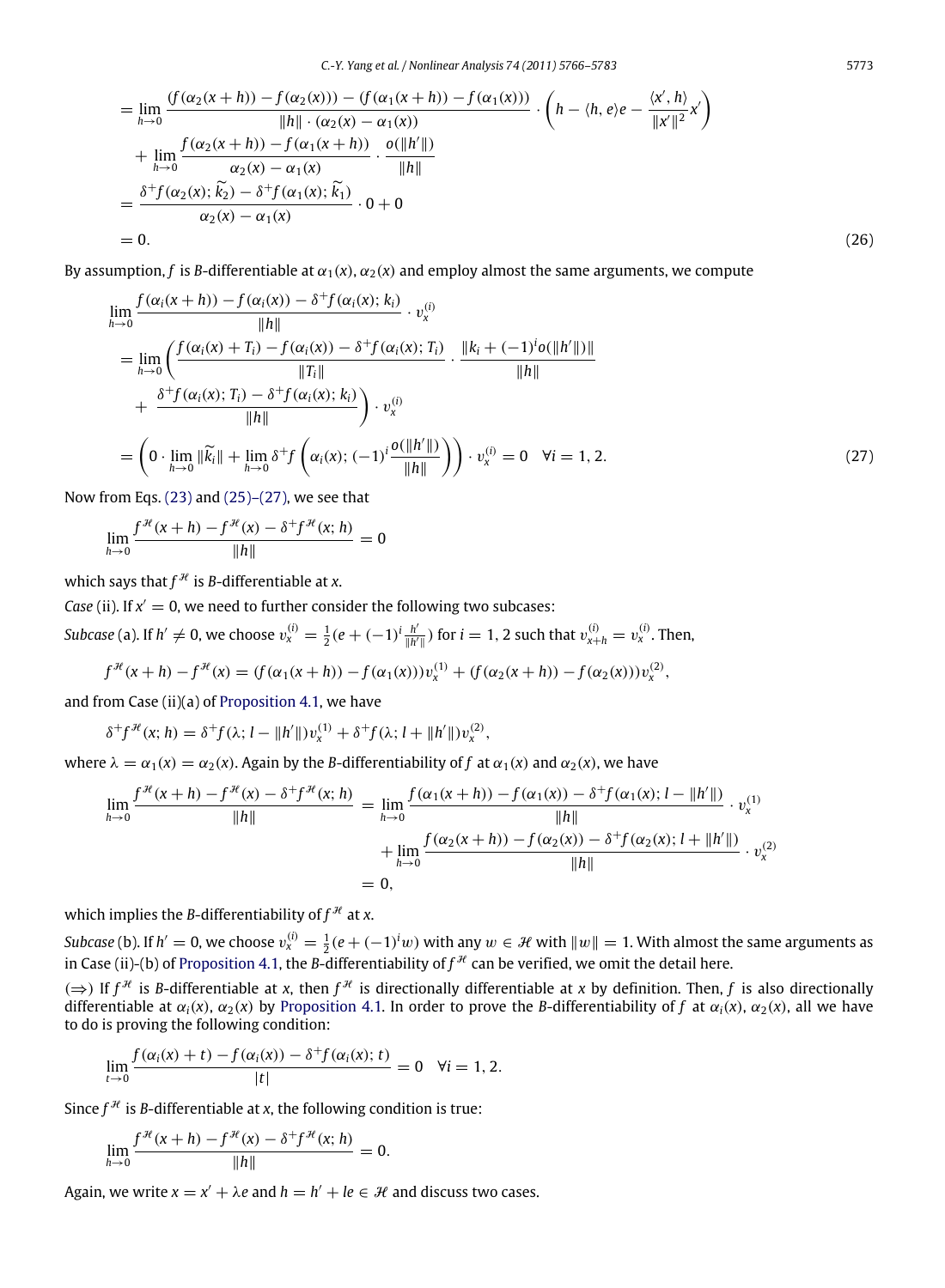$$
\begin{aligned}
&= \lim_{h\to 0} \frac{(f(\alpha_2(x+h)) - f(\alpha_2(x))) - (f(\alpha_1(x+h)) - f(\alpha_1(x)))}{\|h\| \cdot (\alpha_2(x) - \alpha_1(x))} \cdot \left( h - \langle h, e\rangle e - \frac{\langle x', h\rangle}{\|x'\|^2} x' \right) \\
&\quad + \lim_{h\to 0} \frac{f(\alpha_2(x+h)) - f(\alpha_1(x+h))}{\alpha_2(x) - \alpha_1(x)} \cdot \frac{o(\|h'\|)}{\|h\|} \\
&= \frac{\delta^+ f(\alpha_2(x); \widetilde{k_2}) - \delta^+ f(\alpha_1(x); \widetilde{k_1})}{\alpha_2(x) - \alpha_1(x)} \cdot 0 + 0 \\
&= 0. 
\end{aligned} \tag{26}
$$

By assumption, $f$ is $B$-differentiable at $\alpha_1(x), \alpha_2(x)$ and employ almost the same arguments, we compute

$$
\begin{aligned}
&\lim_{h\to 0} \frac{f(\alpha_i(x+h)) - f(\alpha_i(x)) - \delta^+ f(\alpha_i(x); k_i)}{\|h\|} \cdot v_x^{(i)} \\
&= \lim_{h\to 0} \left( \frac{f(\alpha_i(x) + T_i) - f(\alpha_i(x)) - \delta^+ f(\alpha_i(x); T_i)}{\|T_i\|} \cdot \frac{\|k_i + (-1)^i o(\|h'\|)\|}{\|h\|} \right. \\
&\quad \left. + \frac{\delta^+ f(\alpha_i(x); T_i) - \delta^+ f(\alpha_i(x); k_i)}{\|h\|} \right) \cdot v_x^{(i)} \\
&= \left( 0 \cdot \lim_{h\to 0} \|\widetilde{k_i}\| + \lim_{h\to 0} \delta^+ f\left( \alpha_i(x); (-1)^i \frac{o(\|h'\|)}{\|h\|} \right) \right) \cdot v_x^{(i)} = 0 \quad \forall i = 1, 2.
\end{aligned} \tag{27}
$$

Now from Eqs. (23) and (25)–(27), we see that

$$
\lim_{h\to 0} \frac{f^{\mathcal{H}}(x+h) - f^{\mathcal{H}}(x) - \delta^+ f^{\mathcal{H}}(x; h)}{\|h\|} = 0
$$

which says that $f^{\mathcal{H}}$ is $B$-differentiable at $x$.

*Case* (ii). If $x' = 0$, we need to further consider the following two subcases:

*Subcase* (a). If $h' \neq 0$, we choose $v_x^{(i)} = \frac{1}{2}(e + (-1)^i \frac{h'}{\|h'\|})$ for $i = 1, 2$ such that $v_{x+h}^{(i)} = v_x^{(i)}$. Then,

$$
f^{\mathcal{H}}(x+h) - f^{\mathcal{H}}(x) = (f(\alpha_1(x+h)) - f(\alpha_1(x)))v_x^{(1)} + (f(\alpha_2(x+h)) - f(\alpha_2(x)))v_x^{(2)},
$$

and from Case (ii)(a) of Proposition 4.1, we have

$$
\delta^+ f^{\mathcal{H}}(x; h) = \delta^+ f(\lambda; l - \|h'\|)v_x^{(1)} + \delta^+ f(\lambda; l + \|h'\|)v_x^{(2)},
$$

where $\lambda = \alpha_1(x) = \alpha_2(x)$. Again by the $B$-differentiability of $f$ at $\alpha_1(x)$ and $\alpha_2(x)$, we have

$$
\begin{aligned}
\lim_{h\to 0} \frac{f^{\mathcal{H}}(x+h) - f^{\mathcal{H}}(x) - \delta^+ f^{\mathcal{H}}(x; h)}{\|h\|} &= \lim_{h\to 0} \frac{f(\alpha_1(x+h)) - f(\alpha_1(x)) - \delta^+ f(\alpha_1(x); l - \|h'\|)}{\|h\|} \cdot v_x^{(1)} \\
&\quad + \lim_{h\to 0} \frac{f(\alpha_2(x+h)) - f(\alpha_2(x)) - \delta^+ f(\alpha_2(x); l + \|h'\|)}{\|h\|} \cdot v_x^{(2)} \\
&= 0,
\end{aligned}
$$

which implies the $B$-differentiability of $f^{\mathcal{H}}$ at $x$.

*Subcase* (b). If $h' = 0$, we choose $v_x^{(i)} = \frac{1}{2}(e + (-1)^i w)$ with any $w \in \mathcal{H}$ with $\|w\| = 1$. With almost the same arguments as in Case (ii)-(b) of Proposition 4.1, the $B$-differentiability of $f^{\mathcal{H}}$ can be verified, we omit the detail here.

($\Rightarrow$) If $f^{\mathcal{H}}$ is $B$-differentiable at $x$, then $f^{\mathcal{H}}$ is directionally differentiable at $x$ by definition. Then, $f$ is also directionally differentiable at $\alpha_i(x), \alpha_2(x)$ by Proposition 4.1. In order to prove the $B$-differentiability of $f$ at $\alpha_i(x), \alpha_2(x)$, all we have to do is proving the following condition:

$$
\lim_{t\to 0} \frac{f(\alpha_i(x) + t) - f(\alpha_i(x)) - \delta^+ f(\alpha_i(x); t)}{|t|} = 0 \quad \forall i = 1, 2.
$$

Since $f^{\mathcal{H}}$ is $B$-differentiable at $x$, the following condition is true:

$$
\lim_{h\to 0} \frac{f^{\mathcal{H}}(x+h) - f^{\mathcal{H}}(x) - \delta^+ f^{\mathcal{H}}(x; h)}{\|h\|} = 0.
$$

Again, we write $x = x' + \lambda e$ and $h = h' + le \in \mathcal{H}$ and discuss two cases.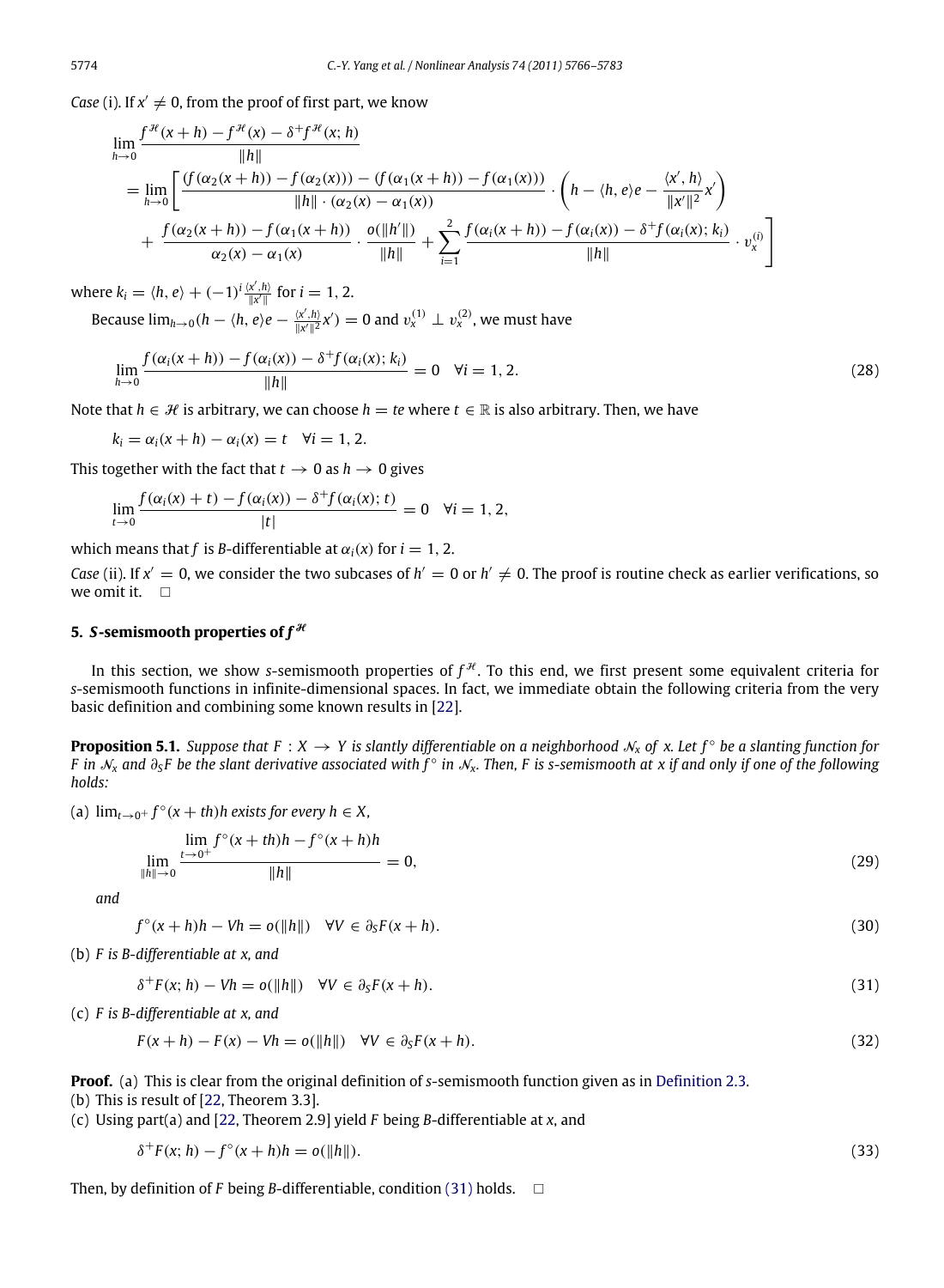*Case* (i). If $x' \neq 0$, from the proof of first part, we know

$$
\begin{aligned}
&\lim_{h\to 0} \frac{f^{\mathcal{H}}(x+h) - f^{\mathcal{H}}(x) - \delta^+ f^{\mathcal{H}}(x;h)}{\|h\|} \\
&= \lim_{h\to 0} \left[ \frac{(f(\alpha_2(x+h)) - f(\alpha_2(x))) - (f(\alpha_1(x+h)) - f(\alpha_1(x)))}{\|h\| \cdot (\alpha_2(x) - \alpha_1(x))} \cdot \left( h - \langle h, e\rangle e - \frac{\langle x', h\rangle}{\|x'\|^2} x' \right) \right. \\
&\quad \left. + \frac{f(\alpha_2(x+h)) - f(\alpha_1(x+h))}{\alpha_2(x) - \alpha_1(x)} \cdot \frac{o(\|h'\|)}{\|h\|} + \sum_{i=1}^{2} \frac{f(\alpha_i(x+h)) - f(\alpha_i(x)) - \delta^+ f(\alpha_i(x); k_i)}{\|h\|} \cdot v_x^{(i)} \right]
\end{aligned}
$$

where $k_i = \langle h, e\rangle + (-1)^i \frac{\langle x', h\rangle}{\|x'\|}$ for $i = 1, 2$.

Because $\lim_{h\to 0}(h - \langle h, e\rangle e - \frac{\langle x', h\rangle}{\|x'\|^2} x') = 0$ and $v_x^{(1)} \perp v_x^{(2)}$, we must have

$$
\lim_{h\to 0} \frac{f(\alpha_i(x+h)) - f(\alpha_i(x)) - \delta^+ f(\alpha_i(x); k_i)}{\|h\|} = 0 \quad \forall i = 1, 2. \tag{28}
$$

Note that $h \in \mathcal{H}$ is arbitrary, we can choose $h = te$ where $t \in \mathbb{R}$ is also arbitrary. Then, we have

$$
k_i = \alpha_i(x+h) - \alpha_i(x) = t \quad \forall i = 1, 2.
$$

This together with the fact that $t \to 0$ as $h \to 0$ gives

$$
\lim_{t\to 0} \frac{f(\alpha_i(x) + t) - f(\alpha_i(x)) - \delta^+ f(\alpha_i(x); t)}{|t|} = 0 \quad \forall i = 1, 2,
$$

which means that $f$ is $B$-differentiable at $\alpha_i(x)$ for $i = 1, 2$.

*Case* (ii). If $x' = 0$, we consider the two subcases of $h' = 0$ or $h' \neq 0$. The proof is routine check as earlier verifications, so we omit it. $\square$

## 5. *S*-semismooth properties of $f^{\mathcal{H}}$

In this section, we show *s*-semismooth properties of $f^{\mathcal{H}}$. To this end, we first present some equivalent criteria for *s*-semismooth functions in infinite-dimensional spaces. In fact, we immediate obtain the following criteria from the very basic definition and combining some known results in [22].

**Proposition 5.1.** *Suppose that $F : X \to Y$ is slantly differentiable on a neighborhood $\mathcal{N}_x$ of $x$. Let $f^\circ$ be a slanting function for $F$ in $\mathcal{N}_x$ and $\partial_S F$ be the slant derivative associated with $f^\circ$ in $\mathcal{N}_x$. Then, $F$ is s-semismooth at $x$ if and only if one of the following holds:*

(a) $\lim_{t\to 0^+} f^\circ(x+th)h$ *exists for every* $h \in X$,

$$
\lim_{\|h\|\to 0} \frac{\lim_{t\to 0^+} f^\circ(x+th)h - f^\circ(x+h)h}{\|h\|} = 0, \tag{29}
$$

*and*

$$
f^\circ(x+h)h - Vh = o(\|h\|) \quad \forall V \in \partial_S F(x+h). \tag{30}
$$

(b) *$F$ is B-differentiable at $x$, and*

$$
\delta^+ F(x; h) - Vh = o(\|h\|) \quad \forall V \in \partial_S F(x+h). \tag{31}
$$

(c) *$F$ is B-differentiable at $x$, and*

$$
F(x+h) - F(x) - Vh = o(\|h\|) \quad \forall V \in \partial_S F(x+h). \tag{32}
$$

**Proof.** (a) This is clear from the original definition of *s*-semismooth function given as in Definition 2.3.

(b) This is result of [22, Theorem 3.3].

(c) Using part(a) and [22, Theorem 2.9] yield $F$ being $B$-differentiable at $x$, and

$$
\delta^+ F(x; h) - f^\circ(x+h)h = o(\|h\|). \tag{33}
$$

Then, by definition of $F$ being $B$-differentiable, condition (31) holds. $\square$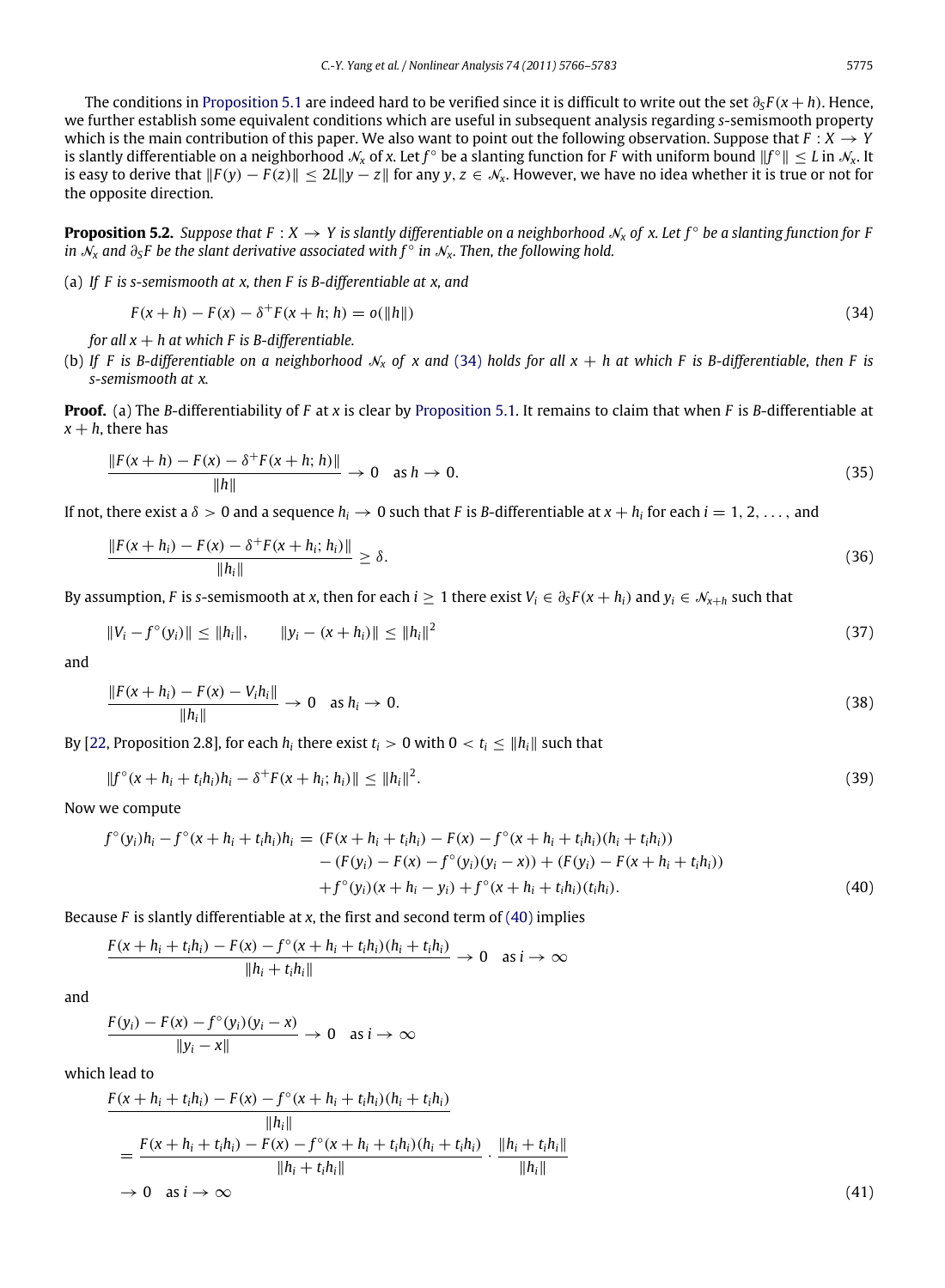The conditions in Proposition 5.1 are indeed hard to be verified since it is difficult to write out the set $\partial_S F(x+h)$. Hence, we further establish some equivalent conditions which are useful in subsequent analysis regarding *s*-semismooth property which is the main contribution of this paper. We also want to point out the following observation. Suppose that $F : X \to Y$ is slantly differentiable on a neighborhood $\mathcal{N}_x$ of $x$. Let $f^\circ$ be a slanting function for $F$ with uniform bound $\|f^\circ\| \le L$ in $\mathcal{N}_x$. It is easy to derive that $\|F(y) - F(z)\| \le 2L\|y - z\|$ for any $y, z \in \mathcal{N}_x$. However, we have no idea whether it is true or not for the opposite direction.

**Proposition 5.2.** *Suppose that $F : X \to Y$ is slantly differentiable on a neighborhood $\mathcal{N}_x$ of $x$. Let $f^\circ$ be a slanting function for $F$ in $\mathcal{N}_x$ and $\partial_S F$ be the slant derivative associated with $f^\circ$ in $\mathcal{N}_x$. Then, the following hold.*

(a) *If $F$ is s-semismooth at $x$, then $F$ is B-differentiable at $x$, and*

$$F(x+h) - F(x) - \delta^+ F(x+h; h) = o(\|h\|) \tag{34}$$

*for all $x + h$ at which $F$ is B-differentiable.*

(b) *If $F$ is B-differentiable on a neighborhood $\mathcal{N}_x$ of $x$ and (34) holds for all $x + h$ at which $F$ is B-differentiable, then $F$ is s-semismooth at $x$.*

**Proof.** (a) The *B*-differentiability of $F$ at $x$ is clear by Proposition 5.1. It remains to claim that when $F$ is *B*-differentiable at $x + h$, there has

$$\frac{\|F(x+h) - F(x) - \delta^+ F(x+h; h)\|}{\|h\|} \to 0 \quad \text{as } h \to 0. \tag{35}$$

If not, there exist a $\delta > 0$ and a sequence $h_i \to 0$ such that $F$ is *B*-differentiable at $x + h_i$ for each $i = 1, 2, \ldots,$ and

$$\frac{\|F(x+h_i) - F(x) - \delta^+ F(x+h_i; h_i)\|}{\|h_i\|} \ge \delta. \tag{36}$$

By assumption, $F$ is *s*-semismooth at $x$, then for each $i \ge 1$ there exist $V_i \in \partial_S F(x+h_i)$ and $y_i \in \mathcal{N}_{x+h}$ such that

$$\|V_i - f^\circ(y_i)\| \le \|h_i\|, \qquad \|y_i - (x+h_i)\| \le \|h_i\|^2 \tag{37}$$

and

$$\frac{\|F(x+h_i) - F(x) - V_i h_i\|}{\|h_i\|} \to 0 \quad \text{as } h_i \to 0. \tag{38}$$

By [22, Proposition 2.8], for each $h_i$ there exist $t_i > 0$ with $0 < t_i \le \|h_i\|$ such that

$$\|f^\circ(x + h_i + t_i h_i) h_i - \delta^+ F(x+h_i; h_i)\| \le \|h_i\|^2. \tag{39}$$

Now we compute

$$\begin{aligned} f^\circ(y_i)h_i - f^\circ(x+h_i+t_ih_i)h_i = {} & (F(x+h_i+t_ih_i) - F(x) - f^\circ(x+h_i+t_ih_i)(h_i+t_ih_i)) \\ & - (F(y_i) - F(x) - f^\circ(y_i)(y_i - x)) + (F(y_i) - F(x+h_i+t_ih_i)) \\ & + f^\circ(y_i)(x+h_i-y_i) + f^\circ(x+h_i+t_ih_i)(t_ih_i). \end{aligned} \tag{40}$$

Because $F$ is slantly differentiable at $x$, the first and second term of (40) implies

$$\frac{F(x+h_i+t_ih_i) - F(x) - f^\circ(x+h_i+t_ih_i)(h_i+t_ih_i)}{\|h_i+t_ih_i\|} \to 0 \quad \text{as } i \to \infty$$

and

$$\frac{F(y_i) - F(x) - f^\circ(y_i)(y_i - x)}{\|y_i - x\|} \to 0 \quad \text{as } i \to \infty$$

which lead to

$$\begin{aligned} & \frac{F(x+h_i+t_ih_i) - F(x) - f^\circ(x+h_i+t_ih_i)(h_i+t_ih_i)}{\|h_i\|} \\ & = \frac{F(x+h_i+t_ih_i) - F(x) - f^\circ(x+h_i+t_ih_i)(h_i+t_ih_i)}{\|h_i+t_ih_i\|} \cdot \frac{\|h_i+t_ih_i\|}{\|h_i\|} \\ & \to 0 \quad \text{as } i \to \infty \end{aligned} \tag{41}$$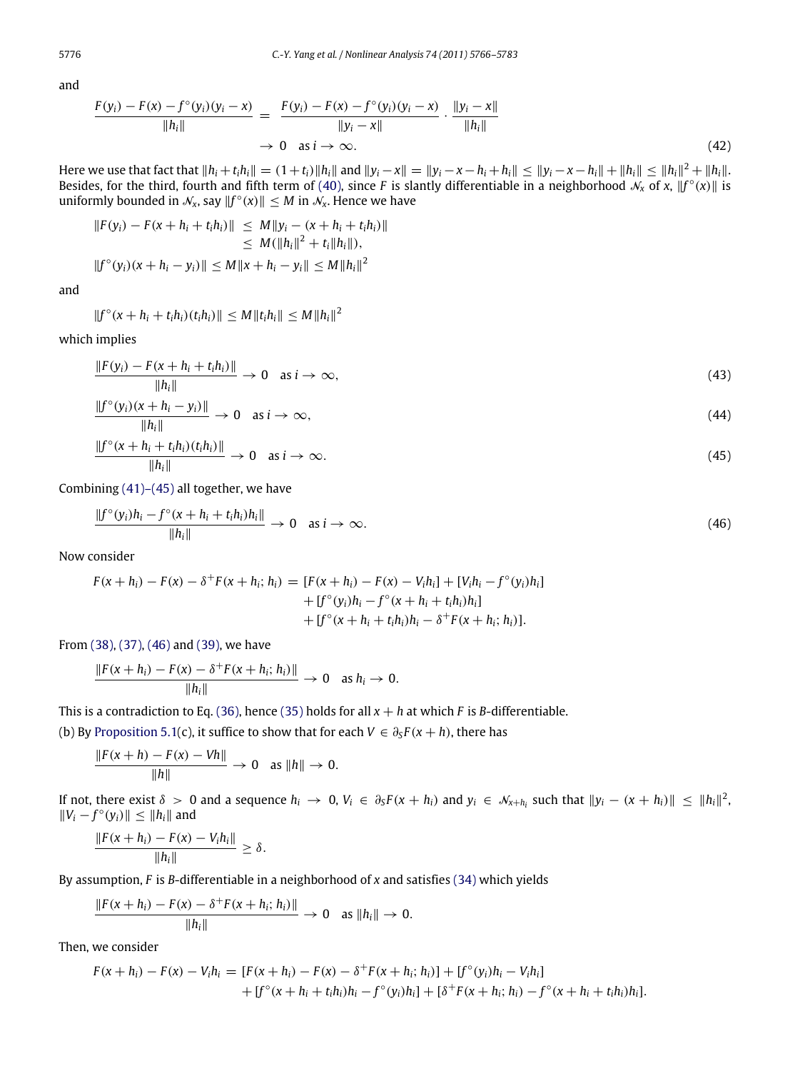and

$$\frac{F(y_i) - F(x) - f^\circ(y_i)(y_i - x)}{\|h_i\|} = \frac{F(y_i) - F(x) - f^\circ(y_i)(y_i - x)}{\|y_i - x\|} \cdot \frac{\|y_i - x\|}{\|h_i\|}$$
$$\to 0 \quad \text{as } i \to \infty. \tag{42}$$

Here we use that fact that $\|h_i + t_i h_i\| = (1+t_i)\|h_i\|$ and $\|y_i - x\| = \|y_i - x - h_i + h_i\| \le \|y_i - x - h_i\| + \|h_i\| \le \|h_i\|^2 + \|h_i\|$. Besides, for the third, fourth and fifth term of (40), since $F$ is slantly differentiable in a neighborhood $\mathcal{N}_x$ of $x$, $\|f^\circ(x)\|$ is uniformly bounded in $\mathcal{N}_x$, say $\|f^\circ(x)\| \le M$ in $\mathcal{N}_x$. Hence we have

$$\begin{aligned}\|F(y_i) - F(x + h_i + t_i h_i)\| &\le M\|y_i - (x + h_i + t_i h_i)\| \\ &\le M(\|h_i\|^2 + t_i\|h_i\|),\end{aligned}$$

$$\|f^\circ(y_i)(x + h_i - y_i)\| \le M\|x + h_i - y_i\| \le M\|h_i\|^2$$

and

$$\|f^\circ(x + h_i + t_i h_i)(t_i h_i)\| \le M\|t_i h_i\| \le M\|h_i\|^2$$

which implies

$$\frac{\|F(y_i) - F(x + h_i + t_i h_i)\|}{\|h_i\|} \to 0 \quad \text{as } i \to \infty, \tag{43}$$

$$\frac{\|f^\circ(y_i)(x + h_i - y_i)\|}{\|h_i\|} \to 0 \quad \text{as } i \to \infty, \tag{44}$$

$$\frac{\|f^\circ(x + h_i + t_i h_i)(t_i h_i)\|}{\|h_i\|} \to 0 \quad \text{as } i \to \infty. \tag{45}$$

Combining (41)–(45) all together, we have

$$\frac{\|f^\circ(y_i)h_i - f^\circ(x + h_i + t_i h_i)h_i\|}{\|h_i\|} \to 0 \quad \text{as } i \to \infty. \tag{46}$$

Now consider

$$\begin{aligned}F(x + h_i) - F(x) - \delta^+ F(x + h_i; h_i) = {} & [F(x + h_i) - F(x) - V_i h_i] + [V_i h_i - f^\circ(y_i)h_i] \\ & + [f^\circ(y_i)h_i - f^\circ(x + h_i + t_i h_i)h_i] \\ & + [f^\circ(x + h_i + t_i h_i)h_i - \delta^+ F(x + h_i; h_i)].\end{aligned}$$

From (38), (37), (46) and (39), we have

$$\frac{\|F(x + h_i) - F(x) - \delta^+ F(x + h_i; h_i)\|}{\|h_i\|} \to 0 \quad \text{as } h_i \to 0.$$

This is a contradiction to Eq. (36), hence (35) holds for all $x + h$ at which $F$ is $B$-differentiable.

(b) By Proposition 5.1(c), it suffice to show that for each $V \in \partial_S F(x + h)$, there has

$$\frac{\|F(x + h) - F(x) - Vh\|}{\|h\|} \to 0 \quad \text{as } \|h\| \to 0.$$

If not, there exist $\delta > 0$ and a sequence $h_i \to 0$, $V_i \in \partial_S F(x + h_i)$ and $y_i \in \mathcal{N}_{x+h_i}$ such that $\|y_i - (x + h_i)\| \le \|h_i\|^2$, $\|V_i - f^\circ(y_i)\| \le \|h_i\|$ and

$$\frac{\|F(x + h_i) - F(x) - V_i h_i\|}{\|h_i\|} \ge \delta.$$

By assumption, $F$ is $B$-differentiable in a neighborhood of $x$ and satisfies (34) which yields

$$\frac{\|F(x + h_i) - F(x) - \delta^+ F(x + h_i; h_i)\|}{\|h_i\|} \to 0 \quad \text{as } \|h_i\| \to 0.$$

Then, we consider

$$\begin{aligned}F(x + h_i) - F(x) - V_i h_i = {} & [F(x + h_i) - F(x) - \delta^+ F(x + h_i; h_i)] + [f^\circ(y_i)h_i - V_i h_i] \\ & + [f^\circ(x + h_i + t_i h_i)h_i - f^\circ(y_i)h_i] + [\delta^+ F(x + h_i; h_i) - f^\circ(x + h_i + t_i h_i)h_i].\end{aligned}$$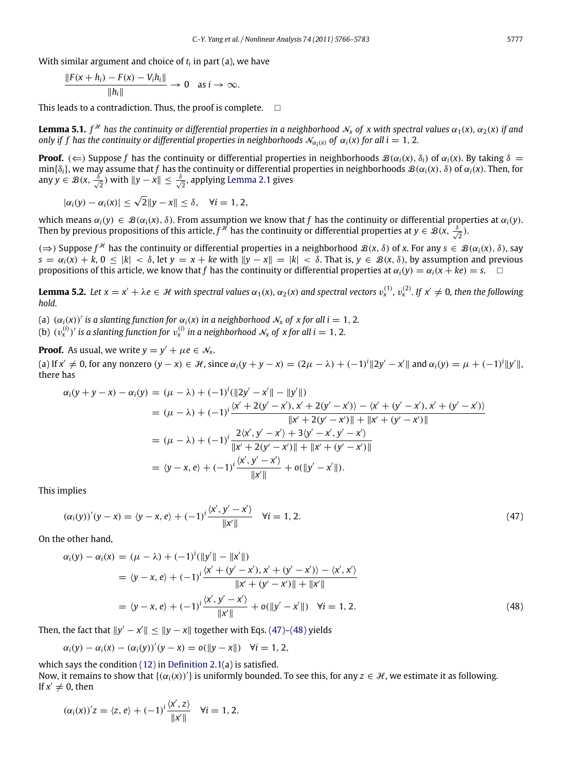With similar argument and choice of $t_i$ in part (a), we have

$$\frac{\|F(x+h_i) - F(x) - V_i h_i\|}{\|h_i\|} \to 0 \quad \text{as } i \to \infty.$$

This leads to a contradiction. Thus, the proof is complete. □

**Lemma 5.1.** *$f^{\mathcal{H}}$ has the continuity or differential properties in a neighborhood $\mathcal{N}_x$ of $x$ with spectral values $\alpha_1(x), \alpha_2(x)$ if and only if $f$ has the continuity or differential properties in neighborhoods $\mathcal{N}_{\alpha_i(x)}$ of $\alpha_i(x)$ for all $i = 1, 2$.*

**Proof.** ($\Leftarrow$) Suppose $f$ has the continuity or differential properties in neighborhoods $\mathcal{B}(\alpha_i(x), \delta_i)$ of $\alpha_i(x)$. By taking $\delta = \min\{\delta_i\}$, we may assume that $f$ has the continuity or differential properties in neighborhoods $\mathcal{B}(\alpha_i(x), \delta)$ of $\alpha_i(x)$. Then, for any $y \in \mathcal{B}(x, \frac{\delta}{\sqrt{2}})$ with $\|y - x\| \leq \frac{\delta}{\sqrt{2}}$, applying Lemma 2.1 gives

$$|\alpha_i(y) - \alpha_i(x)| \leq \sqrt{2}\|y - x\| \leq \delta, \quad \forall i = 1, 2,$$

which means $\alpha_i(y) \in \mathcal{B}(\alpha_i(x), \delta)$. From assumption we know that $f$ has the continuity or differential properties at $\alpha_i(y)$. Then by previous propositions of this article, $f^{\mathcal{H}}$ has the continuity or differential properties at $y \in \mathcal{B}(x, \frac{\delta}{\sqrt{2}})$.

($\Rightarrow$) Suppose $f^{\mathcal{H}}$ has the continuity or differential properties in a neighborhood $\mathcal{B}(x, \delta)$ of $x$. For any $s \in \mathcal{B}(\alpha_i(x), \delta)$, say $s = \alpha_i(x) + k$, $0 \leq |k| < \delta$, let $y = x + ke$ with $\|y - x\| = |k| < \delta$. That is, $y \in \mathcal{B}(x, \delta)$, by assumption and previous propositions of this article, we know that $f$ has the continuity or differential properties at $\alpha_i(y) = \alpha_i(x + ke) = s$. □

**Lemma 5.2.** *Let $x = x' + \lambda e \in \mathcal{H}$ with spectral values $\alpha_1(x), \alpha_2(x)$ and spectral vectors $v_x^{(1)}, v_x^{(2)}$. If $x' \neq 0$, then the following hold.*

(a) *$(\alpha_i(x))'$ is a slanting function for $\alpha_i(x)$ in a neighborhood $\mathcal{N}_x$ of $x$ for all $i = 1, 2$.*
(b) *$(v_x^{(i)})'$ is a slanting function for $v_x^{(i)}$ in a neighborhood $\mathcal{N}_x$ of $x$ for all $i = 1, 2$.*

**Proof.** As usual, we write $y = y' + \mu e \in \mathcal{N}_x$.

(a) If $x' \neq 0$, for any nonzero $(y - x) \in \mathcal{H}$, since $\alpha_i(y + y - x) = (2\mu - \lambda) + (-1)^i\|2y' - x'\|$ and $\alpha_i(y) = \mu + (-1)^i\|y'\|$, there has

$$\begin{aligned}
\alpha_i(y + y - x) - \alpha_i(y) &= (\mu - \lambda) + (-1)^i(\|2y' - x'\| - \|y'\|) \\
&= (\mu - \lambda) + (-1)^i \frac{\langle x' + 2(y' - x'), x' + 2(y' - x')\rangle - \langle x' + (y' - x'), x' + (y' - x')\rangle}{\|x' + 2(y' - x')\| + \|x' + (y' - x')\|} \\
&= (\mu - \lambda) + (-1)^i \frac{2\langle x', y' - x'\rangle + 3\langle y' - x', y' - x'\rangle}{\|x' + 2(y' - x')\| + \|x' + (y' - x')\|} \\
&= \langle y - x, e\rangle + (-1)^i \frac{\langle x', y' - x'\rangle}{\|x'\|} + o(\|y' - x'\|).
\end{aligned}$$

This implies

$$(\alpha_i(y))'(y - x) = \langle y - x, e\rangle + (-1)^i \frac{\langle x', y' - x'\rangle}{\|x'\|} \quad \forall i = 1, 2. \tag{47}$$

On the other hand,

$$\begin{aligned}
\alpha_i(y) - \alpha_i(x) &= (\mu - \lambda) + (-1)^i(\|y'\| - \|x'\|) \\
&= \langle y - x, e\rangle + (-1)^i \frac{\langle x' + (y' - x'), x' + (y' - x')\rangle - \langle x', x'\rangle}{\|x' + (y' - x')\| + \|x'\|} \\
&= \langle y - x, e\rangle + (-1)^i \frac{\langle x', y' - x'\rangle}{\|x'\|} + o(\|y' - x'\|) \quad \forall i = 1, 2.
\end{aligned} \tag{48}$$

Then, the fact that $\|y' - x'\| \leq \|y - x\|$ together with Eqs. (47)–(48) yields

$$\alpha_i(y) - \alpha_i(x) - (\alpha_i(y))'(y - x) = o(\|y - x\|) \quad \forall i = 1, 2,$$

which says the condition (12) in Definition 2.1(a) is satisfied.

Now, it remains to show that $\{(\alpha_i(x))'\}$ is uniformly bounded. To see this, for any $z \in \mathcal{H}$, we estimate it as following. If $x' \neq 0$, then

$$(\alpha_i(x))'z = \langle z, e\rangle + (-1)^i \frac{\langle x', z\rangle}{\|x'\|} \quad \forall i = 1, 2.$$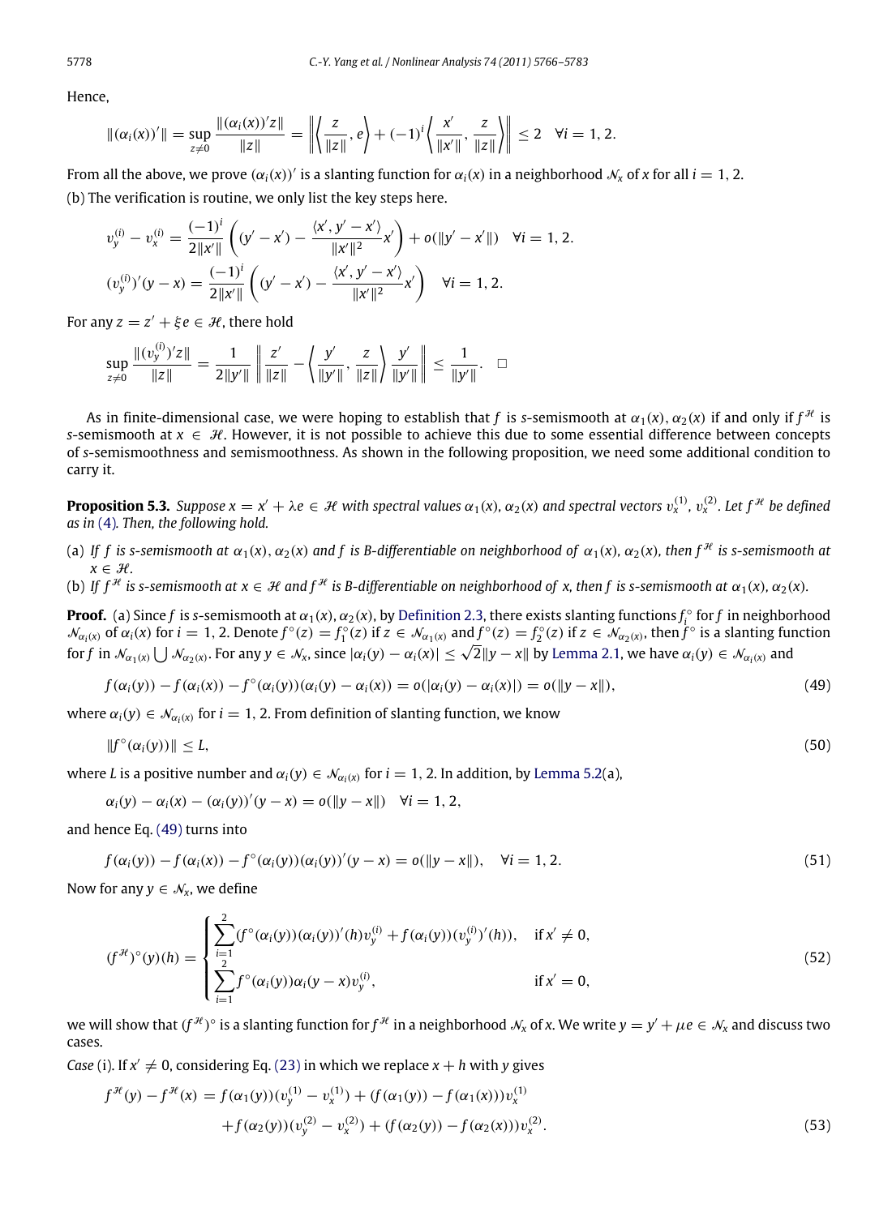Hence,

$$\|(\alpha_i(x))'\| = \sup_{z\neq 0} \frac{\|(\alpha_i(x))'z\|}{\|z\|} = \left\| \left\langle \frac{z}{\|z\|}, e \right\rangle + (-1)^i \left\langle \frac{x'}{\|x'\|}, \frac{z}{\|z\|} \right\rangle \right\| \le 2 \quad \forall i = 1, 2.$$

From all the above, we prove $(\alpha_i(x))'$ is a slanting function for $\alpha_i(x)$ in a neighborhood $\mathcal{N}_x$ of $x$ for all $i = 1, 2$.

(b) The verification is routine, we only list the key steps here.

$$v_y^{(i)} - v_x^{(i)} = \frac{(-1)^i}{2\|x'\|} \left( (y' - x') - \frac{\langle x', y' - x' \rangle}{\|x'\|^2} x' \right) + o(\|y' - x'\|) \quad \forall i = 1, 2.$$

$$(v_y^{(i)})'(y - x) = \frac{(-1)^i}{2\|x'\|} \left( (y' - x') - \frac{\langle x', y' - x' \rangle}{\|x'\|^2} x' \right) \quad \forall i = 1, 2.$$

For any $z = z' + \xi e \in \mathcal{H}$, there hold

$$\sup_{z\neq 0} \frac{\|(v_y^{(i)})'z\|}{\|z\|} = \frac{1}{2\|y'\|} \left\| \frac{z'}{\|z\|} - \left\langle \frac{y'}{\|y'\|}, \frac{z}{\|z\|} \right\rangle \frac{y'}{\|y'\|} \right\| \le \frac{1}{\|y'\|}. \quad \square$$

As in finite-dimensional case, we were hoping to establish that $f$ is $s$-semismooth at $\alpha_1(x), \alpha_2(x)$ if and only if $f^{\mathcal{H}}$ is $s$-semismooth at $x \in \mathcal{H}$. However, it is not possible to achieve this due to some essential difference between concepts of $s$-semismoothness and semismoothness. As shown in the following proposition, we need some additional condition to carry it.

**Proposition 5.3.** *Suppose $x = x' + \lambda e \in \mathcal{H}$ with spectral values $\alpha_1(x), \alpha_2(x)$ and spectral vectors $v_x^{(1)}, v_x^{(2)}$. Let $f^{\mathcal{H}}$ be defined as in (4). Then, the following hold.*

(a) *If $f$ is $s$-semismooth at $\alpha_1(x), \alpha_2(x)$ and $f$ is B-differentiable on neighborhood of $\alpha_1(x), \alpha_2(x)$, then $f^{\mathcal{H}}$ is $s$-semismooth at $x \in \mathcal{H}$.*

(b) *If $f^{\mathcal{H}}$ is $s$-semismooth at $x \in \mathcal{H}$ and $f^{\mathcal{H}}$ is B-differentiable on neighborhood of $x$, then $f$ is $s$-semismooth at $\alpha_1(x), \alpha_2(x)$.*

**Proof.** (a) Since $f$ is $s$-semismooth at $\alpha_1(x), \alpha_2(x)$, by Definition 2.3, there exists slanting functions $f_i^\circ$ for $f$ in neighborhood $\mathcal{N}_{\alpha_i(x)}$ of $\alpha_i(x)$ for $i = 1, 2$. Denote $f^\circ(z) = f_1^\circ(z)$ if $z \in \mathcal{N}_{\alpha_1(x)}$ and $f^\circ(z) = f_2^\circ(z)$ if $z \in \mathcal{N}_{\alpha_2(x)}$, then $f^\circ$ is a slanting function for $f$ in $\mathcal{N}_{\alpha_1(x)} \bigcup \mathcal{N}_{\alpha_2(x)}$. For any $y \in \mathcal{N}_x$, since $|\alpha_i(y) - \alpha_i(x)| \le \sqrt{2}\|y - x\|$ by Lemma 2.1, we have $\alpha_i(y) \in \mathcal{N}_{\alpha_i(x)}$ and

$$f(\alpha_i(y)) - f(\alpha_i(x)) - f^\circ(\alpha_i(y))(\alpha_i(y) - \alpha_i(x)) = o(|\alpha_i(y) - \alpha_i(x)|) = o(\|y - x\|), \tag{49}$$

where $\alpha_i(y) \in \mathcal{N}_{\alpha_i(x)}$ for $i = 1, 2$. From definition of slanting function, we know

$$\|f^\circ(\alpha_i(y))\| \le L, \tag{50}$$

where $L$ is a positive number and $\alpha_i(y) \in \mathcal{N}_{\alpha_i(x)}$ for $i = 1, 2$. In addition, by Lemma 5.2(a),

$$\alpha_i(y) - \alpha_i(x) - (\alpha_i(y))'(y - x) = o(\|y - x\|) \quad \forall i = 1, 2,$$

and hence Eq. (49) turns into

$$f(\alpha_i(y)) - f(\alpha_i(x)) - f^\circ(\alpha_i(y))(\alpha_i(y))'(y - x) = o(\|y - x\|), \quad \forall i = 1, 2. \tag{51}$$

Now for any $y \in \mathcal{N}_x$, we define

$$(f^{\mathcal{H}})^\circ(y)(h) = \begin{cases} \displaystyle\sum_{i=1}^{2} (f^\circ(\alpha_i(y))(\alpha_i(y))'(h) v_y^{(i)} + f(\alpha_i(y))(v_y^{(i)})'(h)), & \text{if } x' \neq 0, \\ \displaystyle\sum_{i=1}^{2} f^\circ(\alpha_i(y))\alpha_i(y - x) v_y^{(i)}, & \text{if } x' = 0, \end{cases} \tag{52}$$

we will show that $(f^{\mathcal{H}})^\circ$ is a slanting function for $f^{\mathcal{H}}$ in a neighborhood $\mathcal{N}_x$ of $x$. We write $y = y' + \mu e \in \mathcal{N}_x$ and discuss two cases.

*Case* (i). If $x' \neq 0$, considering Eq. (23) in which we replace $x + h$ with $y$ gives

$$\begin{aligned} f^{\mathcal{H}}(y) - f^{\mathcal{H}}(x) &= f(\alpha_1(y))(v_y^{(1)} - v_x^{(1)}) + (f(\alpha_1(y)) - f(\alpha_1(x)))v_x^{(1)} \\ &\quad + f(\alpha_2(y))(v_y^{(2)} - v_x^{(2)}) + (f(\alpha_2(y)) - f(\alpha_2(x)))v_x^{(2)}. \end{aligned} \tag{53}$$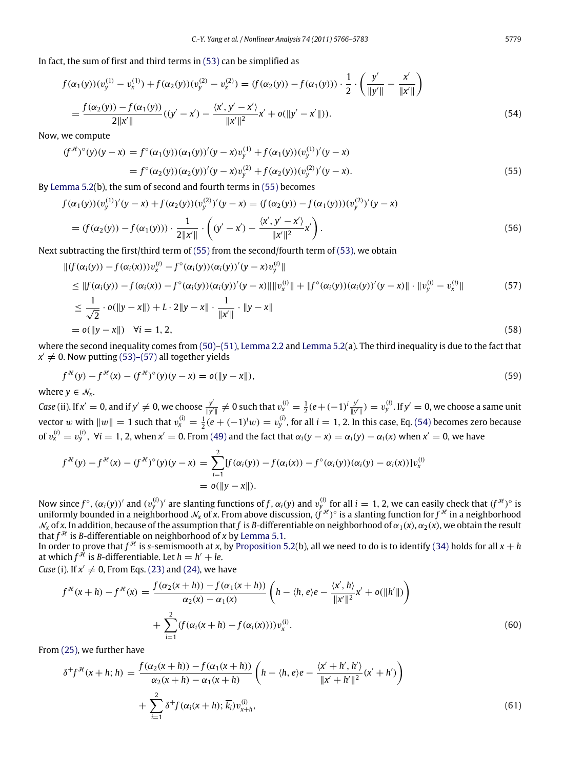In fact, the sum of first and third terms in (53) can be simplified as

$$
\begin{aligned}
f(\alpha_1(y))(v_y^{(1)} - v_x^{(1)}) + f(\alpha_2(y))(v_y^{(2)} - v_x^{(2)}) &= (f(\alpha_2(y)) - f(\alpha_1(y))) \cdot \frac{1}{2} \cdot \left( \frac{y'}{\|y'\|} - \frac{x'}{\|x'\|} \right) \\
&= \frac{f(\alpha_2(y)) - f(\alpha_1(y))}{2\|x'\|} \left( (y' - x') - \frac{\langle x', y' - x' \rangle}{\|x'\|^2} x' + o(\|y' - x'\|) \right).
\end{aligned} \tag{54}
$$

Now, we compute

$$
\begin{aligned}
(f^{\mathcal{H}})^{\circ}(y)(y - x) &= f^{\circ}(\alpha_1(y))(\alpha_1(y))'(y - x) v_y^{(1)} + f(\alpha_1(y))(v_y^{(1)})'(y - x) \\
&\quad = f^{\circ}(\alpha_2(y))(\alpha_2(y))'(y - x) v_y^{(2)} + f(\alpha_2(y))(v_y^{(2)})'(y - x).
\end{aligned} \tag{55}
$$

By Lemma 5.2(b), the sum of second and fourth terms in (55) becomes

$$
\begin{aligned}
f(\alpha_1(y))(v_y^{(1)})'(y - x) + f(\alpha_2(y))(v_y^{(2)})'(y - x) &= (f(\alpha_2(y)) - f(\alpha_1(y)))(v_y^{(2)})'(y - x) \\
&= (f(\alpha_2(y)) - f(\alpha_1(y))) \cdot \frac{1}{2\|x'\|} \cdot \left( (y' - x') - \frac{\langle x', y' - x' \rangle}{\|x'\|^2} x' \right).
\end{aligned} \tag{56}
$$

Next subtracting the first/third term of (55) from the second/fourth term of (53), we obtain

$$
\begin{aligned}
&\|(f(\alpha_i(y)) - f(\alpha_i(x))) v_x^{(i)} - f^{\circ}(\alpha_i(y))(\alpha_i(y))'(y - x) v_y^{(i)}\| \\
&\quad \le \|f(\alpha_i(y)) - f(\alpha_i(x)) - f^{\circ}(\alpha_i(y))(\alpha_i(y))'(y - x)\| \|v_x^{(i)}\| + \|f^{\circ}(\alpha_i(y))(\alpha_i(y))'(y - x)\| \cdot \|v_y^{(i)} - v_x^{(i)}\| \qquad (57) \\
&\quad \le \frac{1}{\sqrt{2}} \cdot o(\|y - x\|) + L \cdot 2\|y - x\| \cdot \frac{1}{\|x'\|} \cdot \|y - x\| \\
&\quad = o(\|y - x\|) \quad \forall i = 1, 2, \qquad (58)
\end{aligned}
$$

where the second inequality comes from (50)–(51), Lemma 2.2 and Lemma 5.2(a). The third inequality is due to the fact that $x' \neq 0$. Now putting (53)–(57) all together yields

$$
f^{\mathcal{H}}(y) - f^{\mathcal{H}}(x) - (f^{\mathcal{H}})^{\circ}(y)(y - x) = o(\|y - x\|), \tag{59}
$$

where $y \in \mathcal{N}_x$.

*Case* (ii). If $x' = 0$, and if $y' \neq 0$, we choose $\frac{y'}{\|y'\|} \neq 0$ such that $v_x^{(i)} = \frac{1}{2}(e + (-1)^i \frac{y'}{\|y'\|}) = v_y^{(i)}$. If $y' = 0$, we choose a same unit vector $w$ with $\|w\| = 1$ such that $v_x^{(i)} = \frac{1}{2}(e + (-1)^i w) = v_y^{(i)}$, for all $i = 1, 2$. In this case, Eq. (54) becomes zero because of $v_x^{(i)} = v_y^{(i)}$, $\forall i = 1, 2$, when $x' = 0$. From (49) and the fact that $\alpha_i(y - x) = \alpha_i(y) - \alpha_i(x)$ when $x' = 0$, we have

$$
\begin{aligned}
f^{\mathcal{H}}(y) - f^{\mathcal{H}}(x) - (f^{\mathcal{H}})^{\circ}(y)(y - x) &= \sum_{i=1}^{2} [f(\alpha_i(y)) - f(\alpha_i(x)) - f^{\circ}(\alpha_i(y))(\alpha_i(y) - \alpha_i(x))] v_x^{(i)} \\
&= o(\|y - x\|).
\end{aligned}
$$

Now since $f^{\circ}$, $(\alpha_i(y))'$ and $(v_y^{(i)})'$ are slanting functions of $f$, $\alpha_i(y)$ and $v_y^{(i)}$ for all $i = 1, 2$, we can easily check that $(f^{\mathcal{H}})^{\circ}$ is uniformly bounded in a neighborhood $\mathcal{N}_x$ of $x$. From above discussion, $(f^{\mathcal{H}})^{\circ}$ is a slanting function for $f^{\mathcal{H}}$ in a neighborhood $\mathcal{N}_x$ of $x$. In addition, because of the assumption that $f$ is $B$-differentiable on neighborhood of $\alpha_1(x), \alpha_2(x)$, we obtain the result that $f^{\mathcal{H}}$ is $B$-differentiable on neighborhood of $x$ by Lemma 5.1.

In order to prove that $f^{\mathcal{H}}$ is $s$-semismooth at $x$, by Proposition 5.2(b), all we need to do is to identify (34) holds for all $x + h$ at which $f^{\mathcal{H}}$ is $B$-differentiable. Let $h = h' + le$.

*Case* (i). If $x' \neq 0$, From Eqs. (23) and (24), we have

$$
\begin{aligned}
f^{\mathcal{H}}(x + h) - f^{\mathcal{H}}(x) &= \frac{f(\alpha_2(x + h)) - f(\alpha_1(x + h))}{\alpha_2(x) - \alpha_1(x)} \left( h - \langle h, e \rangle e - \frac{\langle x', h \rangle}{\|x'\|^2} x' + o(\|h'\|) \right) \\
&\quad + \sum_{i=1}^{2} (f(\alpha_i(x + h) - f(\alpha_i(x)))) v_x^{(i)}.
\end{aligned} \tag{60}
$$

From (25), we further have

$$
\begin{aligned}
\delta^{+} f^{\mathcal{H}}(x + h; h) &= \frac{f(\alpha_2(x + h)) - f(\alpha_1(x + h))}{\alpha_2(x + h) - \alpha_1(x + h)} \left( h - \langle h, e \rangle e - \frac{\langle x' + h', h' \rangle}{\|x' + h'\|^2} (x' + h') \right) \\
&\quad + \sum_{i=1}^{2} \delta^{+} f(\alpha_i(x + h); \overline{k_i}) v_{x+h}^{(i)},
\end{aligned} \tag{61}
$$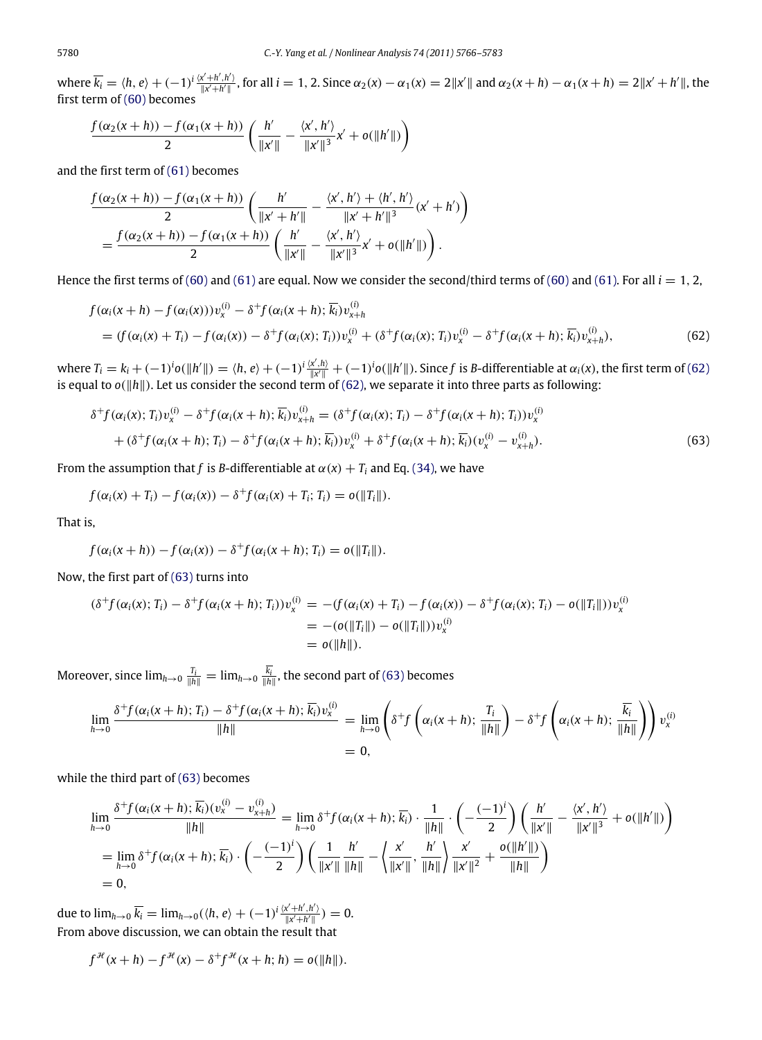where $\overline{k_i} = \langle h, e \rangle + (-1)^i \frac{\langle x'+h', h' \rangle}{\|x'+h'\|}$, for all $i = 1, 2$. Since $\alpha_2(x) - \alpha_1(x) = 2\|x'\|$ and $\alpha_2(x+h) - \alpha_1(x+h) = 2\|x'+h'\|$, the first term of (60) becomes

$$\frac{f(\alpha_2(x+h)) - f(\alpha_1(x+h))}{2} \left( \frac{h'}{\|x'\|} - \frac{\langle x', h' \rangle}{\|x'\|^3} x' + o(\|h'\|) \right)$$

and the first term of (61) becomes

$$\frac{f(\alpha_2(x+h)) - f(\alpha_1(x+h))}{2} \left( \frac{h'}{\|x'+h'\|} - \frac{\langle x', h' \rangle + \langle h', h' \rangle}{\|x'+h'\|^3} (x'+h') \right)$$
$$= \frac{f(\alpha_2(x+h)) - f(\alpha_1(x+h))}{2} \left( \frac{h'}{\|x'\|} - \frac{\langle x', h' \rangle}{\|x'\|^3} x' + o(\|h'\|) \right).$$

Hence the first terms of (60) and (61) are equal. Now we consider the second/third terms of (60) and (61). For all $i = 1, 2$,

$$f(\alpha_i(x+h) - f(\alpha_i(x)))v_x^{(i)} - \delta^+ f(\alpha_i(x+h); \overline{k_i}) v_{x+h}^{(i)}$$
$$= (f(\alpha_i(x) + T_i) - f(\alpha_i(x)) - \delta^+ f(\alpha_i(x); T_i)) v_x^{(i)} + (\delta^+ f(\alpha_i(x); T_i) v_x^{(i)} - \delta^+ f(\alpha_i(x+h); \overline{k_i}) v_{x+h}^{(i)}), \tag{62}$$

where $T_i = k_i + (-1)^i o(\|h'\|) = \langle h, e \rangle + (-1)^i \frac{\langle x', h \rangle}{\|x'\|} + (-1)^i o(\|h'\|)$. Since $f$ is $B$-differentiable at $\alpha_i(x)$, the first term of (62) is equal to $o(\|h\|)$. Let us consider the second term of (62), we separate it into three parts as following:

$$\delta^+ f(\alpha_i(x); T_i) v_x^{(i)} - \delta^+ f(\alpha_i(x+h); \overline{k_i}) v_{x+h}^{(i)} = (\delta^+ f(\alpha_i(x); T_i) - \delta^+ f(\alpha_i(x+h); T_i)) v_x^{(i)}$$
$$+ (\delta^+ f(\alpha_i(x+h); T_i) - \delta^+ f(\alpha_i(x+h); \overline{k_i})) v_x^{(i)} + \delta^+ f(\alpha_i(x+h); \overline{k_i})(v_x^{(i)} - v_{x+h}^{(i)}). \tag{63}$$

From the assumption that $f$ is $B$-differentiable at $\alpha(x) + T_i$ and Eq. (34), we have

$$f(\alpha_i(x) + T_i) - f(\alpha_i(x)) - \delta^+ f(\alpha_i(x) + T_i; T_i) = o(\|T_i\|).$$

That is,

$$f(\alpha_i(x+h)) - f(\alpha_i(x)) - \delta^+ f(\alpha_i(x+h); T_i) = o(\|T_i\|).$$

Now, the first part of (63) turns into

$$\begin{aligned}
(\delta^+ f(\alpha_i(x); T_i) - \delta^+ f(\alpha_i(x+h); T_i)) v_x^{(i)} &= -(f(\alpha_i(x) + T_i) - f(\alpha_i(x)) - \delta^+ f(\alpha_i(x); T_i) - o(\|T_i\|)) v_x^{(i)} \\
&= -(o(\|T_i\|) - o(\|T_i\|)) v_x^{(i)} \\
&= o(\|h\|).
\end{aligned}$$

Moreover, since $\lim_{h \to 0} \frac{T_i}{\|h\|} = \lim_{h \to 0} \frac{\overline{k_i}}{\|h\|}$, the second part of (63) becomes

$$\begin{aligned}
\lim_{h \to 0} \frac{\delta^+ f(\alpha_i(x+h); T_i) - \delta^+ f(\alpha_i(x+h); \overline{k_i}) v_x^{(i)}}{\|h\|} &= \lim_{h \to 0} \left( \delta^+ f\left(\alpha_i(x+h); \frac{T_i}{\|h\|}\right) - \delta^+ f\left(\alpha_i(x+h); \frac{\overline{k_i}}{\|h\|}\right) \right) v_x^{(i)} \\
&= 0,
\end{aligned}$$

while the third part of (63) becomes

$$\begin{aligned}
\lim_{h \to 0} \frac{\delta^+ f(\alpha_i(x+h); \overline{k_i})(v_x^{(i)} - v_{x+h}^{(i)})}{\|h\|} &= \lim_{h \to 0} \delta^+ f(\alpha_i(x+h); \overline{k_i}) \cdot \frac{1}{\|h\|} \cdot \left( -\frac{(-1)^i}{2} \right) \left( \frac{h'}{\|x'\|} - \frac{\langle x', h' \rangle}{\|x'\|^3} + o(\|h'\|) \right) \\
&= \lim_{h \to 0} \delta^+ f(\alpha_i(x+h); \overline{k_i}) \cdot \left( -\frac{(-1)^i}{2} \right) \left( \frac{1}{\|x'\|} \frac{h'}{\|h\|} - \left\langle \frac{x'}{\|x'\|}, \frac{h'}{\|h\|} \right\rangle \frac{x'}{\|x'\|^2} + \frac{o(\|h'\|)}{\|h\|} \right) \\
&= 0,
\end{aligned}$$

due to $\lim_{h \to 0} \overline{k_i} = \lim_{h \to 0} (\langle h, e \rangle + (-1)^i \frac{\langle x'+h', h' \rangle}{\|x'+h'\|}) = 0$.

From above discussion, we can obtain the result that

$$f^{\mathcal{H}}(x+h) - f^{\mathcal{H}}(x) - \delta^+ f^{\mathcal{H}}(x+h; h) = o(\|h\|).$$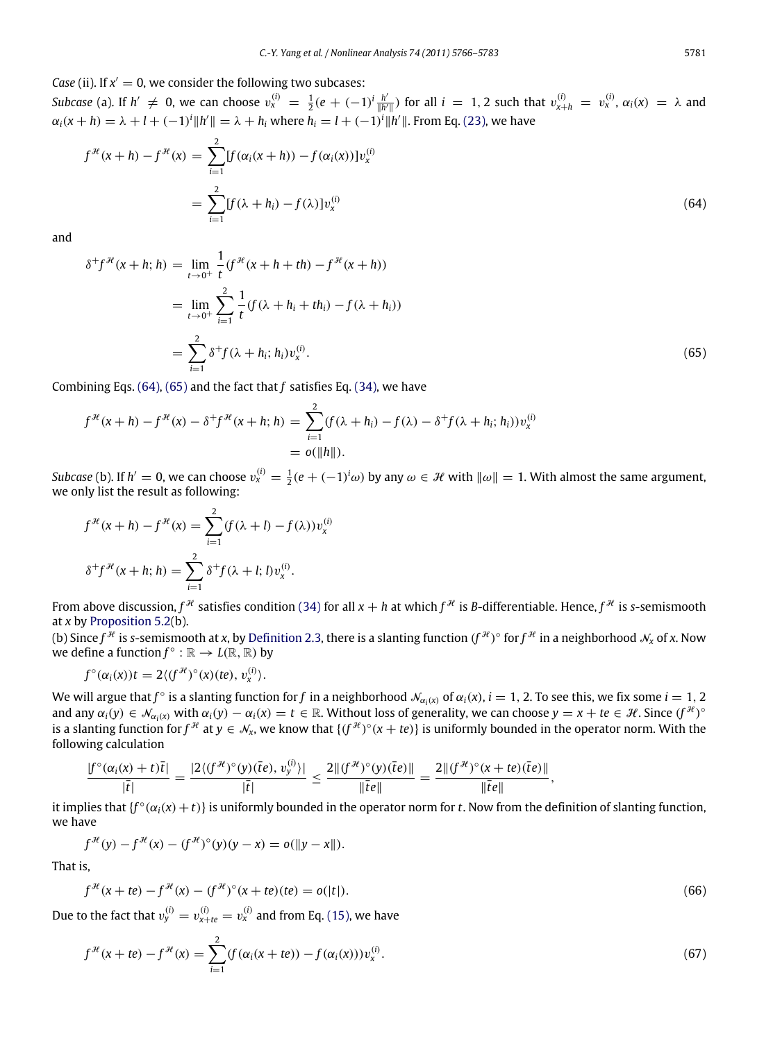*Case* (ii). If $x' = 0$, we consider the following two subcases:

*Subcase* (a). If $h' \neq 0$, we can choose $v_x^{(i)} = \frac{1}{2}(e + (-1)^i \frac{h'}{\|h'\|})$ for all $i = 1, 2$ such that $v_{x+h}^{(i)} = v_x^{(i)}$, $\alpha_i(x) = \lambda$ and $\alpha_i(x+h) = \lambda + l + (-1)^i \|h'\| = \lambda + h_i$ where $h_i = l + (-1)^i \|h'\|$. From Eq. (23), we have

$$f^{\mathcal{H}}(x+h) - f^{\mathcal{H}}(x) = \sum_{i=1}^{2} [f(\alpha_i(x+h)) - f(\alpha_i(x))] v_x^{(i)}$$

$$= \sum_{i=1}^{2} [f(\lambda + h_i) - f(\lambda)] v_x^{(i)} \tag{64}$$

and

$$\delta^+ f^{\mathcal{H}}(x+h; h) = \lim_{t \to 0^+} \frac{1}{t}(f^{\mathcal{H}}(x+h+th) - f^{\mathcal{H}}(x+h))$$

$$= \lim_{t \to 0^+} \sum_{i=1}^{2} \frac{1}{t}(f(\lambda + h_i + th_i) - f(\lambda + h_i))$$

$$= \sum_{i=1}^{2} \delta^+ f(\lambda + h_i; h_i) v_x^{(i)}. \tag{65}$$

Combining Eqs. (64), (65) and the fact that $f$ satisfies Eq. (34), we have

$$f^{\mathcal{H}}(x+h) - f^{\mathcal{H}}(x) - \delta^+ f^{\mathcal{H}}(x+h; h) = \sum_{i=1}^{2} (f(\lambda + h_i) - f(\lambda) - \delta^+ f(\lambda + h_i; h_i)) v_x^{(i)}$$

$$= o(\|h\|).$$

*Subcase* (b). If $h' = 0$, we can choose $v_x^{(i)} = \frac{1}{2}(e + (-1)^i \omega)$ by any $\omega \in \mathcal{H}$ with $\|\omega\| = 1$. With almost the same argument, we only list the result as following:

$$f^{\mathcal{H}}(x+h) - f^{\mathcal{H}}(x) = \sum_{i=1}^{2} (f(\lambda + l) - f(\lambda)) v_x^{(i)}$$

$$\delta^+ f^{\mathcal{H}}(x+h; h) = \sum_{i=1}^{2} \delta^+ f(\lambda + l; l) v_x^{(i)}.$$

From above discussion, $f^{\mathcal{H}}$ satisfies condition (34) for all $x + h$ at which $f^{\mathcal{H}}$ is *B*-differentiable. Hence, $f^{\mathcal{H}}$ is *s*-semismooth at $x$ by Proposition 5.2(b).

(b) Since $f^{\mathcal{H}}$ is *s*-semismooth at $x$, by Definition 2.3, there is a slanting function $(f^{\mathcal{H}})^\circ$ for $f^{\mathcal{H}}$ in a neighborhood $\mathcal{N}_x$ of $x$. Now we define a function $f^\circ : \mathbb{R} \to L(\mathbb{R}, \mathbb{R})$ by

$$f^\circ(\alpha_i(x))t = 2\langle (f^{\mathcal{H}})^\circ(x)(te), v_x^{(i)} \rangle.$$

We will argue that $f^\circ$ is a slanting function for $f$ in a neighborhood $\mathcal{N}_{\alpha_i(x)}$ of $\alpha_i(x)$, $i = 1, 2$. To see this, we fix some $i = 1, 2$ and any $\alpha_i(y) \in \mathcal{N}_{\alpha_i(x)}$ with $\alpha_i(y) - \alpha_i(x) = t \in \mathbb{R}$. Without loss of generality, we can choose $y = x + te \in \mathcal{H}$. Since $(f^{\mathcal{H}})^\circ$ is a slanting function for $f^{\mathcal{H}}$ at $y \in \mathcal{N}_x$, we know that $\{(f^{\mathcal{H}})^\circ(x + te)\}$ is uniformly bounded in the operator norm. With the following calculation

$$\frac{|f^\circ(\alpha_i(x) + t)\bar{t}|}{|\bar{t}|} = \frac{|2\langle (f^{\mathcal{H}})^\circ(y)(\bar{t}e), v_y^{(i)} \rangle|}{|\bar{t}|} \leq \frac{2\|(f^{\mathcal{H}})^\circ(y)(\bar{t}e)\|}{\|\bar{t}e\|} = \frac{2\|(f^{\mathcal{H}})^\circ(x + te)(\bar{t}e)\|}{\|\bar{t}e\|},$$

it implies that $\{f^\circ(\alpha_i(x) + t)\}$ is uniformly bounded in the operator norm for $t$. Now from the definition of slanting function, we have

$$f^{\mathcal{H}}(y) - f^{\mathcal{H}}(x) - (f^{\mathcal{H}})^\circ(y)(y - x) = o(\|y - x\|).$$

That is,

$$f^{\mathcal{H}}(x + te) - f^{\mathcal{H}}(x) - (f^{\mathcal{H}})^\circ(x + te)(te) = o(|t|). \tag{66}$$

Due to the fact that $v_y^{(i)} = v_{x+te}^{(i)} = v_x^{(i)}$ and from Eq. (15), we have

$$f^{\mathcal{H}}(x + te) - f^{\mathcal{H}}(x) = \sum_{i=1}^{2} (f(\alpha_i(x + te)) - f(\alpha_i(x))) v_x^{(i)}. \tag{67}$$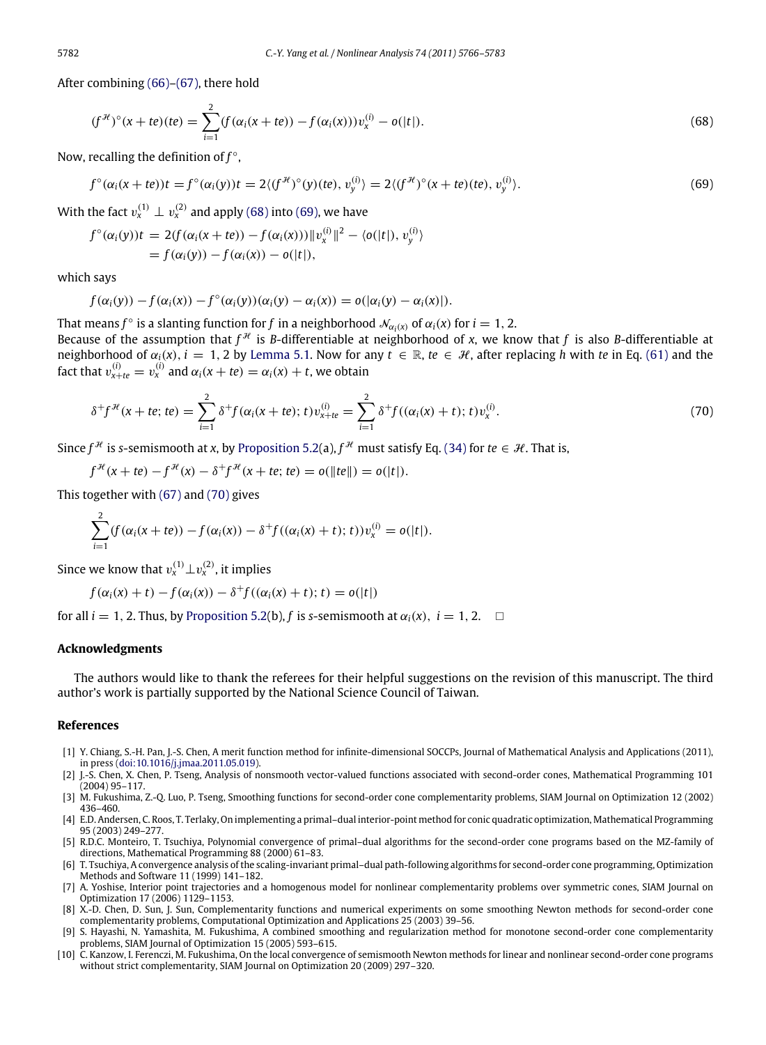After combining (66)–(67), there hold

$$(f^{\mathcal{H}})^{\circ}(x+te)(te) = \sum_{i=1}^{2} (f(\alpha_i(x+te)) - f(\alpha_i(x)))v_x^{(i)} - o(|t|). \tag{68}$$

Now, recalling the definition of $f^{\circ}$,

$$f^{\circ}(\alpha_i(x+te))t = f^{\circ}(\alpha_i(y))t = 2\langle (f^{\mathcal{H}})^{\circ}(y)(te), v_y^{(i)} \rangle = 2\langle (f^{\mathcal{H}})^{\circ}(x+te)(te), v_y^{(i)} \rangle. \tag{69}$$

With the fact $v_x^{(1)} \perp v_x^{(2)}$ and apply (68) into (69), we have

$$\begin{aligned} f^{\circ}(\alpha_i(y))t &= 2(f(\alpha_i(x+te)) - f(\alpha_i(x)))\|v_x^{(i)}\|^2 - \langle o(|t|), v_y^{(i)} \rangle \\ &= f(\alpha_i(y)) - f(\alpha_i(x)) - o(|t|), \end{aligned}$$

which says

$$f(\alpha_i(y)) - f(\alpha_i(x)) - f^{\circ}(\alpha_i(y))(\alpha_i(y) - \alpha_i(x)) = o(|\alpha_i(y) - \alpha_i(x)|).$$

That means $f^{\circ}$ is a slanting function for $f$ in a neighborhood $\mathcal{N}_{\alpha_i(x)}$ of $\alpha_i(x)$ for $i = 1, 2$.
Because of the assumption that $f^{\mathcal{H}}$ is *B*-differentiable at neighborhood of $x$, we know that $f$ is also *B*-differentiable at neighborhood of $\alpha_i(x)$, $i = 1, 2$ by Lemma 5.1. Now for any $t \in \mathbb{R}$, $te \in \mathcal{H}$, after replacing $h$ with $te$ in Eq. (61) and the fact that $v_{x+te}^{(i)} = v_x^{(i)}$ and $\alpha_i(x+te) = \alpha_i(x) + t$, we obtain

$$\delta^+ f^{\mathcal{H}}(x+te; te) = \sum_{i=1}^{2} \delta^+ f(\alpha_i(x+te); t) v_{x+te}^{(i)} = \sum_{i=1}^{2} \delta^+ f((\alpha_i(x)+t); t) v_x^{(i)}. \tag{70}$$

Since $f^{\mathcal{H}}$ is *s*-semismooth at $x$, by Proposition 5.2(a), $f^{\mathcal{H}}$ must satisfy Eq. (34) for $te \in \mathcal{H}$. That is,

$$f^{\mathcal{H}}(x+te) - f^{\mathcal{H}}(x) - \delta^+ f^{\mathcal{H}}(x+te; te) = o(\|te\|) = o(|t|).$$

This together with (67) and (70) gives

$$\sum_{i=1}^{2} (f(\alpha_i(x+te)) - f(\alpha_i(x)) - \delta^+ f((\alpha_i(x)+t); t)) v_x^{(i)} = o(|t|).$$

Since we know that $v_x^{(1)} \perp v_x^{(2)}$, it implies

$$f(\alpha_i(x)+t) - f(\alpha_i(x)) - \delta^+ f((\alpha_i(x)+t); t) = o(|t|)$$

for all $i = 1, 2$. Thus, by Proposition 5.2(b), $f$ is *s*-semismooth at $\alpha_i(x)$, $i = 1, 2$. □

## Acknowledgments

The authors would like to thank the referees for their helpful suggestions on the revision of this manuscript. The third author's work is partially supported by the National Science Council of Taiwan.

## References

[1] Y. Chiang, S.-H. Pan, J.-S. Chen, A merit function method for infinite-dimensional SOCCPs, Journal of Mathematical Analysis and Applications (2011), in press (doi:10.1016/j.jmaa.2011.05.019).

[2] J.-S. Chen, X. Chen, P. Tseng, Analysis of nonsmooth vector-valued functions associated with second-order cones, Mathematical Programming 101 (2004) 95–117.

[3] M. Fukushima, Z.-Q. Luo, P. Tseng, Smoothing functions for second-order cone complementarity problems, SIAM Journal on Optimization 12 (2002) 436–460.

[4] E.D. Andersen, C. Roos, T. Terlaky, On implementing a primal–dual interior-point method for conic quadratic optimization, Mathematical Programming 95 (2003) 249–277.

[5] R.D.C. Monteiro, T. Tsuchiya, Polynomial convergence of primal–dual algorithms for the second-order cone programs based on the MZ-family of directions, Mathematical Programming 88 (2000) 61–83.

[6] T. Tsuchiya, A convergence analysis of the scaling-invariant primal–dual path-following algorithms for second-order cone programming, Optimization Methods and Software 11 (1999) 141–182.

[7] A. Yoshise, Interior point trajectories and a homogenous model for nonlinear complementarity problems over symmetric cones, SIAM Journal on Optimization 17 (2006) 1129–1153.

[8] X.-D. Chen, D. Sun, J. Sun, Complementarity functions and numerical experiments on some smoothing Newton methods for second-order cone complementarity problems, Computational Optimization and Applications 25 (2003) 39–56.

[9] S. Hayashi, N. Yamashita, M. Fukushima, A combined smoothing and regularization method for monotone second-order cone complementarity problems, SIAM Journal of Optimization 15 (2005) 593–615.

[10] C. Kanzow, I. Ferenczi, M. Fukushima, On the local convergence of semismooth Newton methods for linear and nonlinear second-order cone programs without strict complementarity, SIAM Journal on Optimization 20 (2009) 297–320.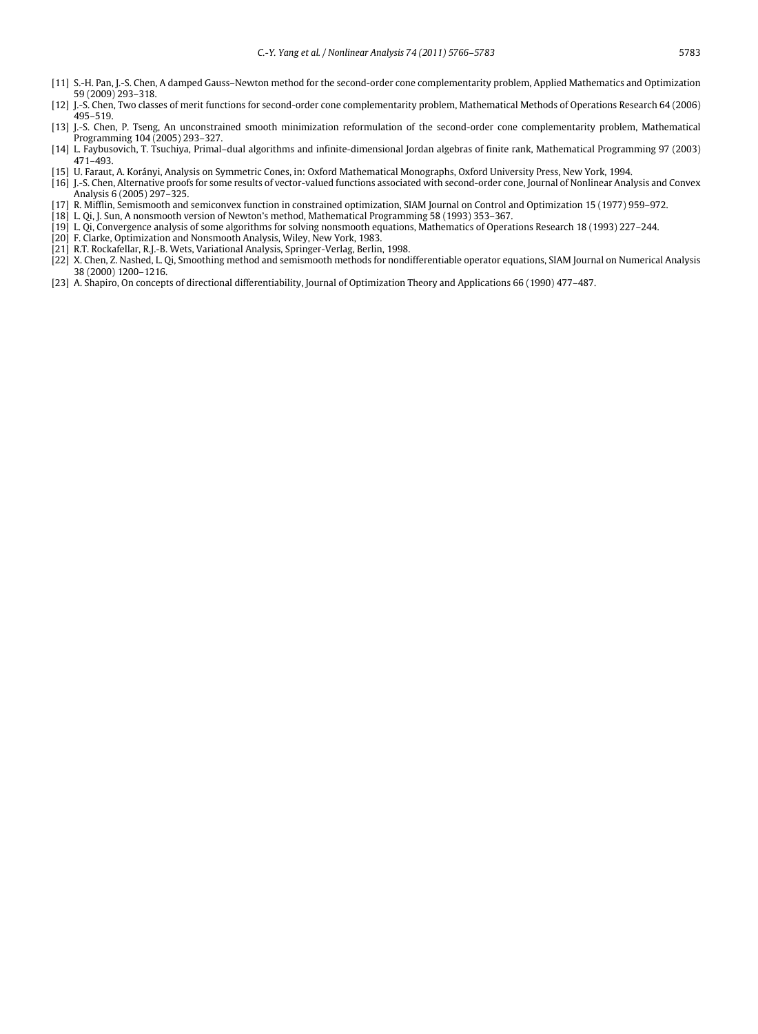[11] S.-H. Pan, J.-S. Chen, A damped Gauss–Newton method for the second-order cone complementarity problem, Applied Mathematics and Optimization 59 (2009) 293–318.

[12] J.-S. Chen, Two classes of merit functions for second-order cone complementarity problem, Mathematical Methods of Operations Research 64 (2006) 495–519.

[13] J.-S. Chen, P. Tseng, An unconstrained smooth minimization reformulation of the second-order cone complementarity problem, Mathematical Programming 104 (2005) 293–327.

[14] L. Faybusovich, T. Tsuchiya, Primal–dual algorithms and infinite-dimensional Jordan algebras of finite rank, Mathematical Programming 97 (2003) 471–493.

[15] U. Faraut, A. Korányi, Analysis on Symmetric Cones, in: Oxford Mathematical Monographs, Oxford University Press, New York, 1994.

[16] J.-S. Chen, Alternative proofs for some results of vector-valued functions associated with second-order cone, Journal of Nonlinear Analysis and Convex Analysis 6 (2005) 297–325.

[17] R. Mifflin, Semismooth and semiconvex function in constrained optimization, SIAM Journal on Control and Optimization 15 (1977) 959–972.

[18] L. Qi, J. Sun, A nonsmooth version of Newton's method, Mathematical Programming 58 (1993) 353–367.

[19] L. Qi, Convergence analysis of some algorithms for solving nonsmooth equations, Mathematics of Operations Research 18 (1993) 227–244.

[20] F. Clarke, Optimization and Nonsmooth Analysis, Wiley, New York, 1983.

[21] R.T. Rockafellar, R.J.-B. Wets, Variational Analysis, Springer-Verlag, Berlin, 1998.

[22] X. Chen, Z. Nashed, L. Qi, Smoothing method and semismooth methods for nondifferentiable operator equations, SIAM Journal on Numerical Analysis 38 (2000) 1200–1216.

[23] A. Shapiro, On concepts of directional differentiability, Journal of Optimization Theory and Applications 66 (1990) 477–487.